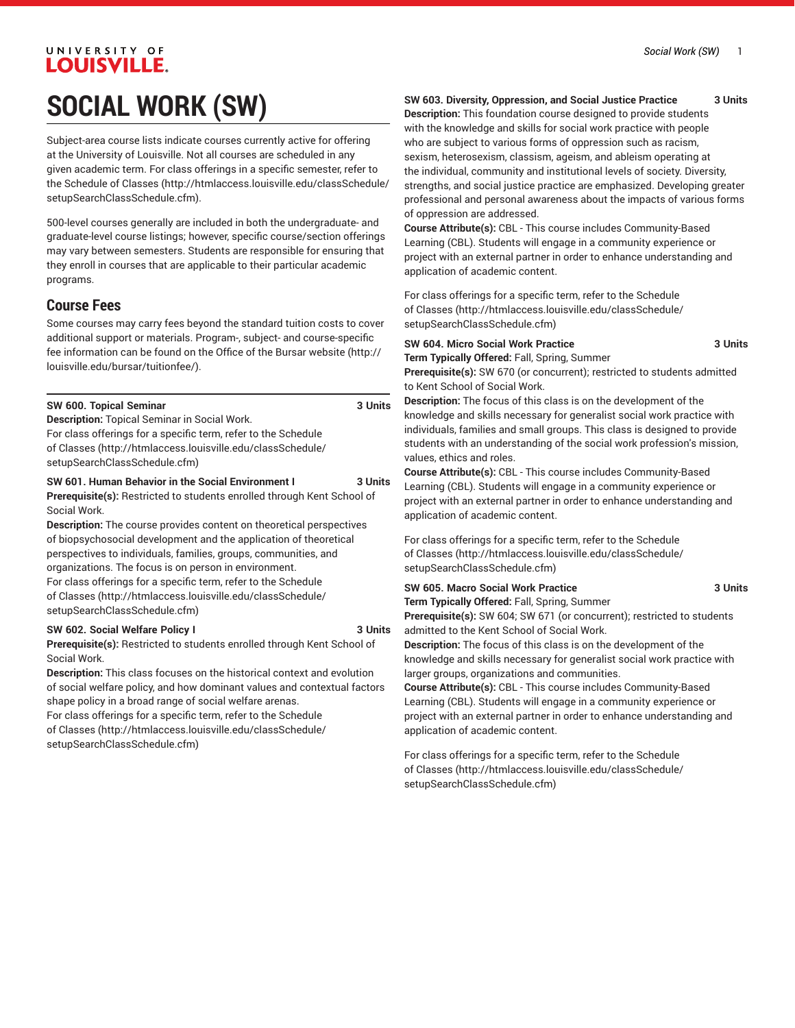# SOCIAL WORK (SW)

Subject-area course lists indicate courses currently active for offering at the University of Louisville. Not all courses are scheduled in any given academic term. For class offerings in a specific semester, refer to the Schedule of Classes (http://htmlaccess.louisville.edu/classSchedule/setupSearchClassSchedule.cfm).

500-level courses generally are included in both the undergraduate- and graduate-level course listings; however, specific course/section offerings may vary between semesters. Students are responsible for ensuring that they enroll in courses that are applicable to their particular academic programs.

## Course Fees

Some courses may carry fees beyond the standard tuition costs to cover additional support or materials. Program-, subject- and course-specific fee information can be found on the Office of the Bursar website (http://louisville.edu/bursar/tuitionfee/).

**SW 600. Topical Seminar** **3 Units**
**Description:** Topical Seminar in Social Work.
For class offerings for a specific term, refer to the Schedule of Classes (http://htmlaccess.louisville.edu/classSchedule/setupSearchClassSchedule.cfm)

**SW 601. Human Behavior in the Social Environment I** **3 Units**
**Prerequisite(s):** Restricted to students enrolled through Kent School of Social Work.
**Description:** The course provides content on theoretical perspectives of biopsychosocial development and the application of theoretical perspectives to individuals, families, groups, communities, and organizations. The focus is on person in environment.
For class offerings for a specific term, refer to the Schedule of Classes (http://htmlaccess.louisville.edu/classSchedule/setupSearchClassSchedule.cfm)

**SW 602. Social Welfare Policy I** **3 Units**
**Prerequisite(s):** Restricted to students enrolled through Kent School of Social Work.
**Description:** This class focuses on the historical context and evolution of social welfare policy, and how dominant values and contextual factors shape policy in a broad range of social welfare arenas.
For class offerings for a specific term, refer to the Schedule of Classes (http://htmlaccess.louisville.edu/classSchedule/setupSearchClassSchedule.cfm)

**SW 603. Diversity, Oppression, and Social Justice Practice** **3 Units**
**Description:** This foundation course designed to provide students with the knowledge and skills for social work practice with people who are subject to various forms of oppression such as racism, sexism, heterosexism, classism, ageism, and ableism operating at the individual, community and institutional levels of society. Diversity, strengths, and social justice practice are emphasized. Developing greater professional and personal awareness about the impacts of various forms of oppression are addressed.
**Course Attribute(s):** CBL - This course includes Community-Based Learning (CBL). Students will engage in a community experience or project with an external partner in order to enhance understanding and application of academic content.

For class offerings for a specific term, refer to the Schedule of Classes (http://htmlaccess.louisville.edu/classSchedule/setupSearchClassSchedule.cfm)

**SW 604. Micro Social Work Practice** **3 Units**
**Term Typically Offered:** Fall, Spring, Summer
**Prerequisite(s):** SW 670 (or concurrent); restricted to students admitted to Kent School of Social Work.
**Description:** The focus of this class is on the development of the knowledge and skills necessary for generalist social work practice with individuals, families and small groups. This class is designed to provide students with an understanding of the social work profession's mission, values, ethics and roles.
**Course Attribute(s):** CBL - This course includes Community-Based Learning (CBL). Students will engage in a community experience or project with an external partner in order to enhance understanding and application of academic content.

For class offerings for a specific term, refer to the Schedule of Classes (http://htmlaccess.louisville.edu/classSchedule/setupSearchClassSchedule.cfm)

**SW 605. Macro Social Work Practice** **3 Units**
**Term Typically Offered:** Fall, Spring, Summer
**Prerequisite(s):** SW 604; SW 671 (or concurrent); restricted to students admitted to the Kent School of Social Work.
**Description:** The focus of this class is on the development of the knowledge and skills necessary for generalist social work practice with larger groups, organizations and communities.
**Course Attribute(s):** CBL - This course includes Community-Based Learning (CBL). Students will engage in a community experience or project with an external partner in order to enhance understanding and application of academic content.

For class offerings for a specific term, refer to the Schedule of Classes (http://htmlaccess.louisville.edu/classSchedule/setupSearchClassSchedule.cfm)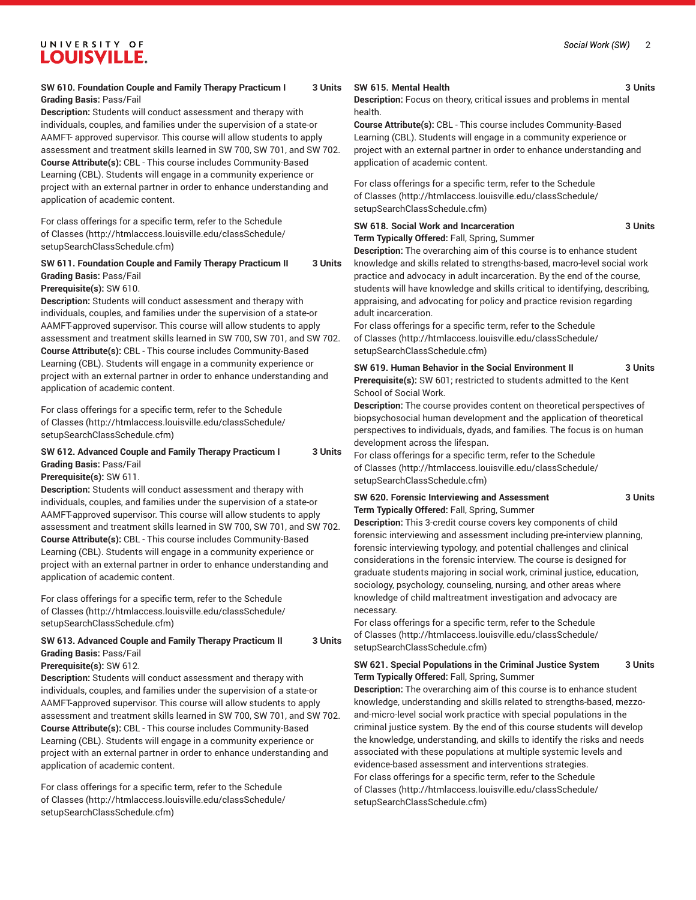**SW 610. Foundation Couple and Family Therapy Practicum I 3 Units**
**Grading Basis:** Pass/Fail
**Description:** Students will conduct assessment and therapy with individuals, couples, and families under the supervision of a state-or AAMFT- approved supervisor. This course will allow students to apply assessment and treatment skills learned in SW 700, SW 701, and SW 702.
**Course Attribute(s):** CBL - This course includes Community-Based Learning (CBL). Students will engage in a community experience or project with an external partner in order to enhance understanding and application of academic content.

For class offerings for a specific term, refer to the Schedule of Classes (http://htmlaccess.louisville.edu/classSchedule/setupSearchClassSchedule.cfm)

**SW 611. Foundation Couple and Family Therapy Practicum II 3 Units**
**Grading Basis:** Pass/Fail
**Prerequisite(s):** SW 610.
**Description:** Students will conduct assessment and therapy with individuals, couples, and families under the supervision of a state-or AAMFT-approved supervisor. This course will allow students to apply assessment and treatment skills learned in SW 700, SW 701, and SW 702.
**Course Attribute(s):** CBL - This course includes Community-Based Learning (CBL). Students will engage in a community experience or project with an external partner in order to enhance understanding and application of academic content.

For class offerings for a specific term, refer to the Schedule of Classes (http://htmlaccess.louisville.edu/classSchedule/setupSearchClassSchedule.cfm)

**SW 612. Advanced Couple and Family Therapy Practicum I 3 Units**
**Grading Basis:** Pass/Fail
**Prerequisite(s):** SW 611.
**Description:** Students will conduct assessment and therapy with individuals, couples, and families under the supervision of a state-or AAMFT-approved supervisor. This course will allow students to apply assessment and treatment skills learned in SW 700, SW 701, and SW 702.
**Course Attribute(s):** CBL - This course includes Community-Based Learning (CBL). Students will engage in a community experience or project with an external partner in order to enhance understanding and application of academic content.

For class offerings for a specific term, refer to the Schedule of Classes (http://htmlaccess.louisville.edu/classSchedule/setupSearchClassSchedule.cfm)

**SW 613. Advanced Couple and Family Therapy Practicum II 3 Units**
**Grading Basis:** Pass/Fail
**Prerequisite(s):** SW 612.
**Description:** Students will conduct assessment and therapy with individuals, couples, and families under the supervision of a state-or AAMFT-approved supervisor. This course will allow students to apply assessment and treatment skills learned in SW 700, SW 701, and SW 702.
**Course Attribute(s):** CBL - This course includes Community-Based Learning (CBL). Students will engage in a community experience or project with an external partner in order to enhance understanding and application of academic content.

For class offerings for a specific term, refer to the Schedule of Classes (http://htmlaccess.louisville.edu/classSchedule/setupSearchClassSchedule.cfm)

**SW 615. Mental Health 3 Units**
**Description:** Focus on theory, critical issues and problems in mental health.
**Course Attribute(s):** CBL - This course includes Community-Based Learning (CBL). Students will engage in a community experience or project with an external partner in order to enhance understanding and application of academic content.

For class offerings for a specific term, refer to the Schedule of Classes (http://htmlaccess.louisville.edu/classSchedule/setupSearchClassSchedule.cfm)

**SW 618. Social Work and Incarceration 3 Units**
**Term Typically Offered:** Fall, Spring, Summer
**Description:** The overarching aim of this course is to enhance student knowledge and skills related to strengths-based, macro-level social work practice and advocacy in adult incarceration. By the end of the course, students will have knowledge and skills critical to identifying, describing, appraising, and advocating for policy and practice revision regarding adult incarceration.
For class offerings for a specific term, refer to the Schedule of Classes (http://htmlaccess.louisville.edu/classSchedule/setupSearchClassSchedule.cfm)

**SW 619. Human Behavior in the Social Environment II 3 Units**
**Prerequisite(s):** SW 601; restricted to students admitted to the Kent School of Social Work.
**Description:** The course provides content on theoretical perspectives of biopsychosocial human development and the application of theoretical perspectives to individuals, dyads, and families. The focus is on human development across the lifespan.
For class offerings for a specific term, refer to the Schedule of Classes (http://htmlaccess.louisville.edu/classSchedule/setupSearchClassSchedule.cfm)

**SW 620. Forensic Interviewing and Assessment 3 Units**
**Term Typically Offered:** Fall, Spring, Summer
**Description:** This 3-credit course covers key components of child forensic interviewing and assessment including pre-interview planning, forensic interviewing typology, and potential challenges and clinical considerations in the forensic interview. The course is designed for graduate students majoring in social work, criminal justice, education, sociology, psychology, counseling, nursing, and other areas where knowledge of child maltreatment investigation and advocacy are necessary.
For class offerings for a specific term, refer to the Schedule of Classes (http://htmlaccess.louisville.edu/classSchedule/setupSearchClassSchedule.cfm)

**SW 621. Special Populations in the Criminal Justice System 3 Units**
**Term Typically Offered:** Fall, Spring, Summer
**Description:** The overarching aim of this course is to enhance student knowledge, understanding and skills related to strengths-based, mezzo-and-micro-level social work practice with special populations in the criminal justice system. By the end of this course students will develop the knowledge, understanding, and skills to identify the risks and needs associated with these populations at multiple systemic levels and evidence-based assessment and interventions strategies.
For class offerings for a specific term, refer to the Schedule of Classes (http://htmlaccess.louisville.edu/classSchedule/setupSearchClassSchedule.cfm)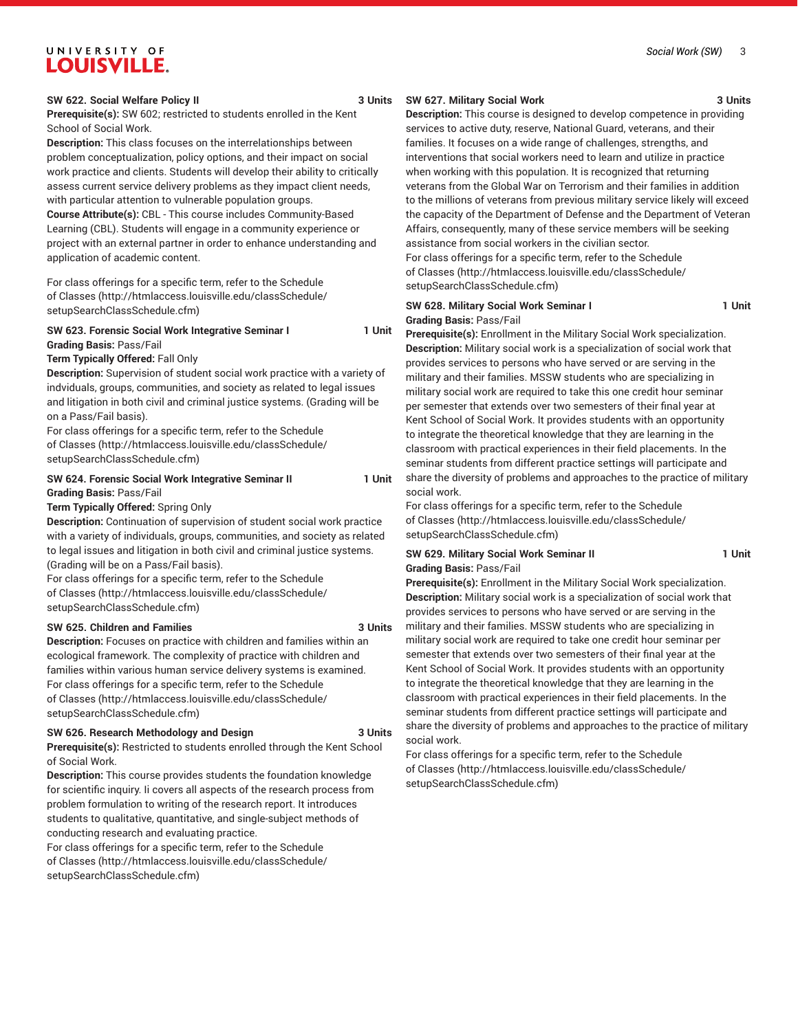**SW 622. Social Welfare Policy II** 3 Units

**Prerequisite(s):** SW 602; restricted to students enrolled in the Kent School of Social Work.

**Description:** This class focuses on the interrelationships between problem conceptualization, policy options, and their impact on social work practice and clients. Students will develop their ability to critically assess current service delivery problems as they impact client needs, with particular attention to vulnerable population groups.

**Course Attribute(s):** CBL - This course includes Community-Based Learning (CBL). Students will engage in a community experience or project with an external partner in order to enhance understanding and application of academic content.

For class offerings for a specific term, refer to the Schedule of Classes (http://htmlaccess.louisville.edu/classSchedule/setupSearchClassSchedule.cfm)

**SW 623. Forensic Social Work Integrative Seminar I** 1 Unit

**Grading Basis:** Pass/Fail

**Term Typically Offered:** Fall Only

**Description:** Supervision of student social work practice with a variety of indviduals, groups, communities, and society as related to legal issues and litigation in both civil and criminal justice systems. (Grading will be on a Pass/Fail basis).

For class offerings for a specific term, refer to the Schedule of Classes (http://htmlaccess.louisville.edu/classSchedule/setupSearchClassSchedule.cfm)

**SW 624. Forensic Social Work Integrative Seminar II** 1 Unit

**Grading Basis:** Pass/Fail

**Term Typically Offered:** Spring Only

**Description:** Continuation of supervision of student social work practice with a variety of individuals, groups, communities, and society as related to legal issues and litigation in both civil and criminal justice systems. (Grading will be on a Pass/Fail basis).

For class offerings for a specific term, refer to the Schedule of Classes (http://htmlaccess.louisville.edu/classSchedule/setupSearchClassSchedule.cfm)

**SW 625. Children and Families** 3 Units

**Description:** Focuses on practice with children and families within an ecological framework. The complexity of practice with children and families within various human service delivery systems is examined.

For class offerings for a specific term, refer to the Schedule of Classes (http://htmlaccess.louisville.edu/classSchedule/setupSearchClassSchedule.cfm)

**SW 626. Research Methodology and Design** 3 Units

**Prerequisite(s):** Restricted to students enrolled through the Kent School of Social Work.

**Description:** This course provides students the foundation knowledge for scientific inquiry. Ii covers all aspects of the research process from problem formulation to writing of the research report. It introduces students to qualitative, quantitative, and single-subject methods of conducting research and evaluating practice.

For class offerings for a specific term, refer to the Schedule of Classes (http://htmlaccess.louisville.edu/classSchedule/setupSearchClassSchedule.cfm)

**SW 627. Military Social Work** 3 Units

**Description:** This course is designed to develop competence in providing services to active duty, reserve, National Guard, veterans, and their families. It focuses on a wide range of challenges, strengths, and interventions that social workers need to learn and utilize in practice when working with this population. It is recognized that returning veterans from the Global War on Terrorism and their families in addition to the millions of veterans from previous military service likely will exceed the capacity of the Department of Defense and the Department of Veteran Affairs, consequently, many of these service members will be seeking assistance from social workers in the civilian sector.

For class offerings for a specific term, refer to the Schedule of Classes (http://htmlaccess.louisville.edu/classSchedule/setupSearchClassSchedule.cfm)

**SW 628. Military Social Work Seminar I** 1 Unit

**Grading Basis:** Pass/Fail

**Prerequisite(s):** Enrollment in the Military Social Work specialization.

**Description:** Military social work is a specialization of social work that provides services to persons who have served or are serving in the military and their families. MSSW students who are specializing in military social work are required to take this one credit hour seminar per semester that extends over two semesters of their final year at Kent School of Social Work. It provides students with an opportunity to integrate the theoretical knowledge that they are learning in the classroom with practical experiences in their field placements. In the seminar students from different practice settings will participate and share the diversity of problems and approaches to the practice of military social work.

For class offerings for a specific term, refer to the Schedule of Classes (http://htmlaccess.louisville.edu/classSchedule/setupSearchClassSchedule.cfm)

**SW 629. Military Social Work Seminar II** 1 Unit

**Grading Basis:** Pass/Fail

**Prerequisite(s):** Enrollment in the Military Social Work specialization.

**Description:** Military social work is a specialization of social work that provides services to persons who have served or are serving in the military and their families. MSSW students who are specializing in military social work are required to take one credit hour seminar per semester that extends over two semesters of their final year at the Kent School of Social Work. It provides students with an opportunity to integrate the theoretical knowledge that they are learning in the classroom with practical experiences in their field placements. In the seminar students from different practice settings will participate and share the diversity of problems and approaches to the practice of military social work.

For class offerings for a specific term, refer to the Schedule of Classes (http://htmlaccess.louisville.edu/classSchedule/setupSearchClassSchedule.cfm)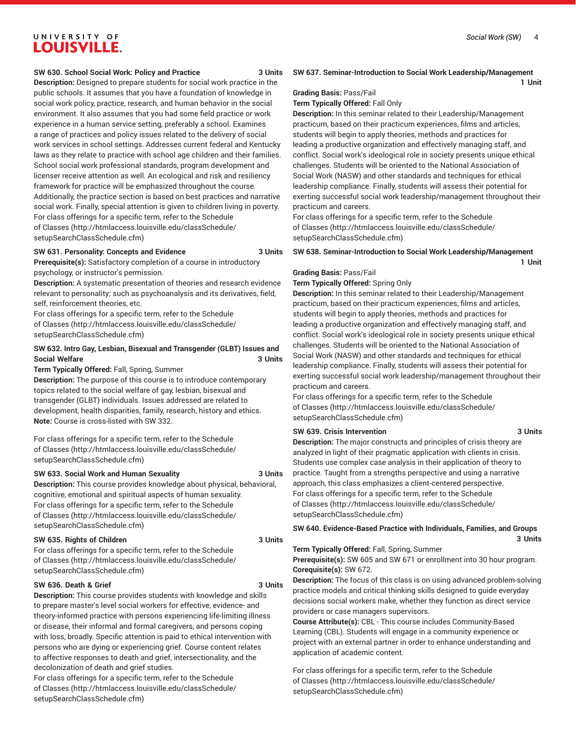**SW 630. School Social Work: Policy and Practice 3 Units**

**Description:** Designed to prepare students for social work practice in the public schools. It assumes that you have a foundation of knowledge in social work policy, practice, research, and human behavior in the social environment. It also assumes that you had some field practice or work experience in a human service setting, preferably a school. Examines a range of practices and policy issues related to the delivery of social work services in school settings. Addresses current federal and Kentucky laws as they relate to practice with school age children and their families. School social work professional standards, program development and licenser receive attention as well. An ecological and risk and resiliency framework for practice will be emphasized throughout the course. Additionally, the practice section is based on best practices and narrative social work. Finally, special attention is given to children living in poverty.

For class offerings for a specific term, refer to the Schedule of Classes (http://htmlaccess.louisville.edu/classSchedule/setupSearchClassSchedule.cfm)

**SW 631. Personality: Concepts and Evidence 3 Units**

**Prerequisite(s):** Satisfactory completion of a course in introductory psychology, or instructor's permission.

**Description:** A systematic presentation of theories and research evidence relevant to personality; such as psychoanalysis and its derivatives, field, self, reinforcement theories, etc.

For class offerings for a specific term, refer to the Schedule of Classes (http://htmlaccess.louisville.edu/classSchedule/setupSearchClassSchedule.cfm)

**SW 632. Intro Gay, Lesbian, Bisexual and Transgender (GLBT) Issues and Social Welfare 3 Units**

**Term Typically Offered:** Fall, Spring, Summer

**Description:** The purpose of this course is to introduce contemporary topics related to the social welfare of gay, lesbian, bisexual and transgender (GLBT) individuals. Issues addressed are related to development, health disparities, family, research, history and ethics.

**Note:** Course is cross-listed with SW 332.

For class offerings for a specific term, refer to the Schedule of Classes (http://htmlaccess.louisville.edu/classSchedule/setupSearchClassSchedule.cfm)

**SW 633. Social Work and Human Sexuality 3 Units**

**Description:** This course provides knowledge about physical, behavioral, cognitive, emotional and spiritual aspects of human sexuality.

For class offerings for a specific term, refer to the Schedule of Classes (http://htmlaccess.louisville.edu/classSchedule/setupSearchClassSchedule.cfm)

**SW 635. Rights of Children 3 Units**

For class offerings for a specific term, refer to the Schedule of Classes (http://htmlaccess.louisville.edu/classSchedule/setupSearchClassSchedule.cfm)

**SW 636. Death & Grief 3 Units**

**Description:** This course provides students with knowledge and skills to prepare master's level social workers for effective, evidence- and theory-informed practice with persons experiencing life-limiting illness or disease, their informal and formal caregivers, and persons coping with loss, broadly. Specific attention is paid to ethical intervention with persons who are dying or experiencing grief. Course content relates to affective responses to death and grief, intersectionality, and the decolonization of death and grief studies.

For class offerings for a specific term, refer to the Schedule of Classes (http://htmlaccess.louisville.edu/classSchedule/setupSearchClassSchedule.cfm)

**SW 637. Seminar-Introduction to Social Work Leadership/Management 1 Unit**

**Grading Basis:** Pass/Fail

**Term Typically Offered:** Fall Only

**Description:** In this seminar related to their Leadership/Management practicum, based on their practicum experiences, films and articles, students will begin to apply theories, methods and practices for leading a productive organization and effectively managing staff, and conflict. Social work's ideological role in society presents unique ethical challenges. Students will be oriented to the National Association of Social Work (NASW) and other standards and techniques for ethical leadership compliance. Finally, students will assess their potential for exerting successful social work leadership/management throughout their practicum and careers.

For class offerings for a specific term, refer to the Schedule of Classes (http://htmlaccess.louisville.edu/classSchedule/setupSearchClassSchedule.cfm)

**SW 638. Seminar-Introduction to Social Work Leadership/Management 1 Unit**

**Grading Basis:** Pass/Fail

**Term Typically Offered:** Spring Only

**Description:** In this seminar related to their Leadership/Management practicum, based on their practicum experiences, films and articles, students will begin to apply theories, methods and practices for leading a productive organization and effectively managing staff, and conflict. Social work's ideological role in society presents unique ethical challenges. Students will be oriented to the National Association of Social Work (NASW) and other standards and techniques for ethical leadership compliance. Finally, students will assess their potential for exerting successful social work leadership/management throughout their practicum and careers.

For class offerings for a specific term, refer to the Schedule of Classes (http://htmlaccess.louisville.edu/classSchedule/setupSearchClassSchedule.cfm)

**SW 639. Crisis Intervention 3 Units**

**Description:** The major constructs and principles of crisis theory are analyzed in light of their pragmatic application with clients in crisis. Students use complex case analysis in their application of theory to practice. Taught from a strengths perspective and using a narrative approach, this class emphasizes a client-centered perspective.

For class offerings for a specific term, refer to the Schedule of Classes (http://htmlaccess.louisville.edu/classSchedule/setupSearchClassSchedule.cfm)

**SW 640. Evidence-Based Practice with Individuals, Families, and Groups 3 Units**

**Term Typically Offered:** Fall, Spring, Summer

**Prerequisite(s):** SW 605 and SW 671 or enrollment into 30 hour program.

**Corequisite(s):** SW 672.

**Description:** The focus of this class is on using advanced problem-solving practice models and critical thinking skills designed to guide everyday decisions social workers make, whether they function as direct service providers or case managers supervisors.

**Course Attribute(s):** CBL - This course includes Community-Based Learning (CBL). Students will engage in a community experience or project with an external partner in order to enhance understanding and application of academic content.

For class offerings for a specific term, refer to the Schedule of Classes (http://htmlaccess.louisville.edu/classSchedule/setupSearchClassSchedule.cfm)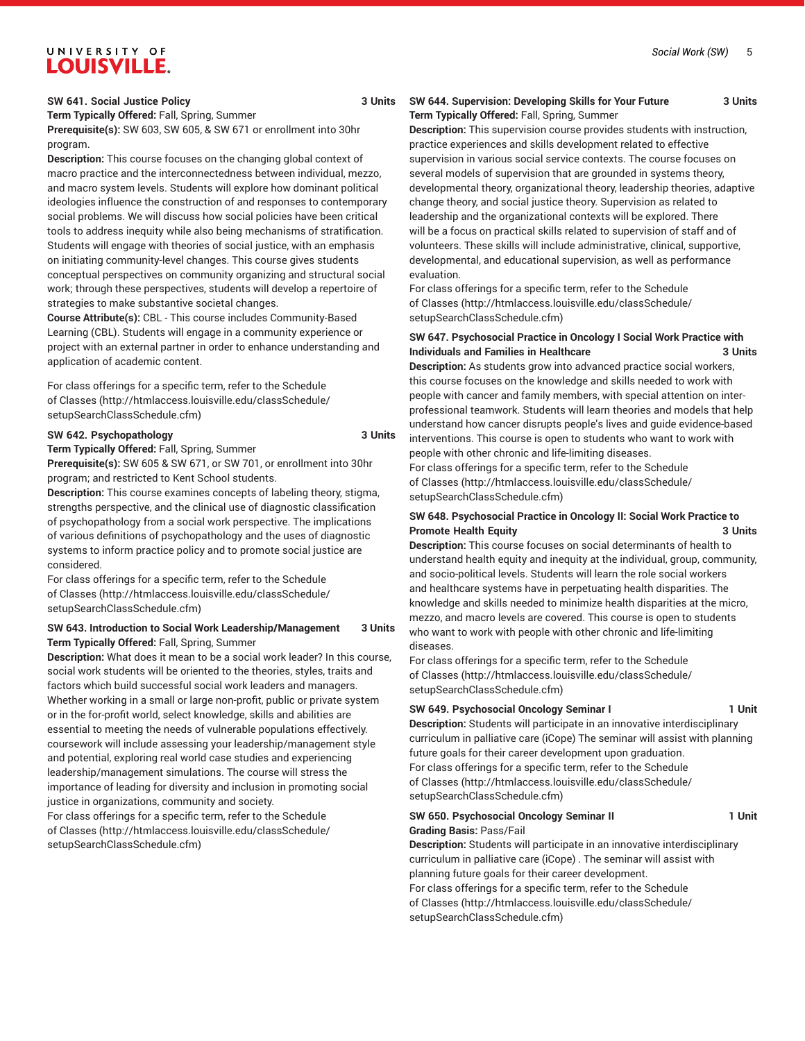**SW 641. Social Justice Policy** **3 Units**

**Term Typically Offered:** Fall, Spring, Summer

**Prerequisite(s):** SW 603, SW 605, & SW 671 or enrollment into 30hr program.

**Description:** This course focuses on the changing global context of macro practice and the interconnectedness between individual, mezzo, and macro system levels. Students will explore how dominant political ideologies influence the construction of and responses to contemporary social problems. We will discuss how social policies have been critical tools to address inequity while also being mechanisms of stratification. Students will engage with theories of social justice, with an emphasis on initiating community-level changes. This course gives students conceptual perspectives on community organizing and structural social work; through these perspectives, students will develop a repertoire of strategies to make substantive societal changes.

**Course Attribute(s):** CBL - This course includes Community-Based Learning (CBL). Students will engage in a community experience or project with an external partner in order to enhance understanding and application of academic content.

For class offerings for a specific term, refer to the Schedule of Classes (http://htmlaccess.louisville.edu/classSchedule/setupSearchClassSchedule.cfm)

**SW 642. Psychopathology** **3 Units**

**Term Typically Offered:** Fall, Spring, Summer

**Prerequisite(s):** SW 605 & SW 671, or SW 701, or enrollment into 30hr program; and restricted to Kent School students.

**Description:** This course examines concepts of labeling theory, stigma, strengths perspective, and the clinical use of diagnostic classification of psychopathology from a social work perspective. The implications of various definitions of psychopathology and the uses of diagnostic systems to inform practice policy and to promote social justice are considered.

For class offerings for a specific term, refer to the Schedule of Classes (http://htmlaccess.louisville.edu/classSchedule/setupSearchClassSchedule.cfm)

**SW 643. Introduction to Social Work Leadership/Management** **3 Units**

**Term Typically Offered:** Fall, Spring, Summer

**Description:** What does it mean to be a social work leader? In this course, social work students will be oriented to the theories, styles, traits and factors which build successful social work leaders and managers. Whether working in a small or large non-profit, public or private system or in the for-profit world, select knowledge, skills and abilities are essential to meeting the needs of vulnerable populations effectively. coursework will include assessing your leadership/management style and potential, exploring real world case studies and experiencing leadership/management simulations. The course will stress the importance of leading for diversity and inclusion in promoting social justice in organizations, community and society.

For class offerings for a specific term, refer to the Schedule of Classes (http://htmlaccess.louisville.edu/classSchedule/setupSearchClassSchedule.cfm)

**SW 644. Supervision: Developing Skills for Your Future** **3 Units**

**Term Typically Offered:** Fall, Spring, Summer

**Description:** This supervision course provides students with instruction, practice experiences and skills development related to effective supervision in various social service contexts. The course focuses on several models of supervision that are grounded in systems theory, developmental theory, organizational theory, leadership theories, adaptive change theory, and social justice theory. Supervision as related to leadership and the organizational contexts will be explored. There will be a focus on practical skills related to supervision of staff and of volunteers. These skills will include administrative, clinical, supportive, developmental, and educational supervision, as well as performance evaluation.

For class offerings for a specific term, refer to the Schedule of Classes (http://htmlaccess.louisville.edu/classSchedule/setupSearchClassSchedule.cfm)

**SW 647. Psychosocial Practice in Oncology I Social Work Practice with Individuals and Families in Healthcare** **3 Units**

**Description:** As students grow into advanced practice social workers, this course focuses on the knowledge and skills needed to work with people with cancer and family members, with special attention on inter-professional teamwork. Students will learn theories and models that help understand how cancer disrupts people's lives and guide evidence-based interventions. This course is open to students who want to work with people with other chronic and life-limiting diseases.

For class offerings for a specific term, refer to the Schedule of Classes (http://htmlaccess.louisville.edu/classSchedule/setupSearchClassSchedule.cfm)

**SW 648. Psychosocial Practice in Oncology II: Social Work Practice to Promote Health Equity** **3 Units**

**Description:** This course focuses on social determinants of health to understand health equity and inequity at the individual, group, community, and socio-political levels. Students will learn the role social workers and healthcare systems have in perpetuating health disparities. The knowledge and skills needed to minimize health disparities at the micro, mezzo, and macro levels are covered. This course is open to students who want to work with people with other chronic and life-limiting diseases.

For class offerings for a specific term, refer to the Schedule of Classes (http://htmlaccess.louisville.edu/classSchedule/setupSearchClassSchedule.cfm)

**SW 649. Psychosocial Oncology Seminar I** **1 Unit**

**Description:** Students will participate in an innovative interdisciplinary curriculum in palliative care (iCope) The seminar will assist with planning future goals for their career development upon graduation.

For class offerings for a specific term, refer to the Schedule of Classes (http://htmlaccess.louisville.edu/classSchedule/setupSearchClassSchedule.cfm)

**SW 650. Psychosocial Oncology Seminar II** **1 Unit**

**Grading Basis:** Pass/Fail

**Description:** Students will participate in an innovative interdisciplinary curriculum in palliative care (iCope) . The seminar will assist with planning future goals for their career development.

For class offerings for a specific term, refer to the Schedule of Classes (http://htmlaccess.louisville.edu/classSchedule/setupSearchClassSchedule.cfm)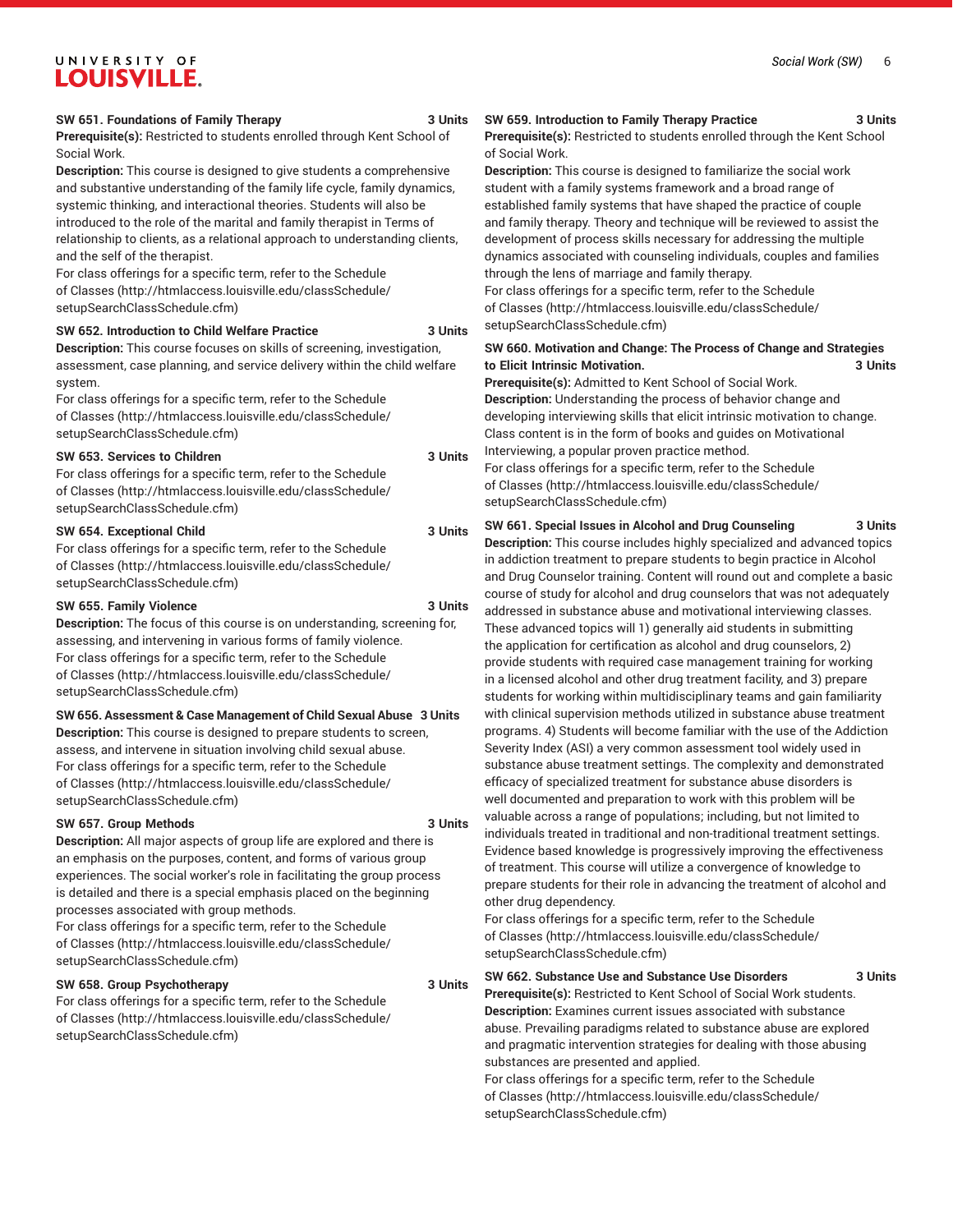**SW 651. Foundations of Family Therapy 3 Units**

**Prerequisite(s):** Restricted to students enrolled through Kent School of Social Work.

**Description:** This course is designed to give students a comprehensive and substantive understanding of the family life cycle, family dynamics, systemic thinking, and interactional theories. Students will also be introduced to the role of the marital and family therapist in Terms of relationship to clients, as a relational approach to understanding clients, and the self of the therapist.

For class offerings for a specific term, refer to the Schedule of Classes (http://htmlaccess.louisville.edu/classSchedule/setupSearchClassSchedule.cfm)

**SW 652. Introduction to Child Welfare Practice 3 Units**

**Description:** This course focuses on skills of screening, investigation, assessment, case planning, and service delivery within the child welfare system.

For class offerings for a specific term, refer to the Schedule of Classes (http://htmlaccess.louisville.edu/classSchedule/setupSearchClassSchedule.cfm)

**SW 653. Services to Children 3 Units**

For class offerings for a specific term, refer to the Schedule of Classes (http://htmlaccess.louisville.edu/classSchedule/setupSearchClassSchedule.cfm)

**SW 654. Exceptional Child 3 Units**

For class offerings for a specific term, refer to the Schedule of Classes (http://htmlaccess.louisville.edu/classSchedule/setupSearchClassSchedule.cfm)

**SW 655. Family Violence 3 Units**

**Description:** The focus of this course is on understanding, screening for, assessing, and intervening in various forms of family violence.

For class offerings for a specific term, refer to the Schedule of Classes (http://htmlaccess.louisville.edu/classSchedule/setupSearchClassSchedule.cfm)

**SW 656. Assessment & Case Management of Child Sexual Abuse 3 Units**

**Description:** This course is designed to prepare students to screen, assess, and intervene in situation involving child sexual abuse.

For class offerings for a specific term, refer to the Schedule of Classes (http://htmlaccess.louisville.edu/classSchedule/setupSearchClassSchedule.cfm)

**SW 657. Group Methods 3 Units**

**Description:** All major aspects of group life are explored and there is an emphasis on the purposes, content, and forms of various group experiences. The social worker's role in facilitating the group process is detailed and there is a special emphasis placed on the beginning processes associated with group methods.

For class offerings for a specific term, refer to the Schedule of Classes (http://htmlaccess.louisville.edu/classSchedule/setupSearchClassSchedule.cfm)

**SW 658. Group Psychotherapy 3 Units**

For class offerings for a specific term, refer to the Schedule of Classes (http://htmlaccess.louisville.edu/classSchedule/setupSearchClassSchedule.cfm)

**SW 659. Introduction to Family Therapy Practice 3 Units**

**Prerequisite(s):** Restricted to students enrolled through the Kent School of Social Work.

**Description:** This course is designed to familiarize the social work student with a family systems framework and a broad range of established family systems that have shaped the practice of couple and family therapy. Theory and technique will be reviewed to assist the development of process skills necessary for addressing the multiple dynamics associated with counseling individuals, couples and families through the lens of marriage and family therapy.

For class offerings for a specific term, refer to the Schedule of Classes (http://htmlaccess.louisville.edu/classSchedule/setupSearchClassSchedule.cfm)

**SW 660. Motivation and Change: The Process of Change and Strategies to Elicit Intrinsic Motivation. 3 Units**

**Prerequisite(s):** Admitted to Kent School of Social Work.

**Description:** Understanding the process of behavior change and developing interviewing skills that elicit intrinsic motivation to change. Class content is in the form of books and guides on Motivational Interviewing, a popular proven practice method.

For class offerings for a specific term, refer to the Schedule of Classes (http://htmlaccess.louisville.edu/classSchedule/setupSearchClassSchedule.cfm)

**SW 661. Special Issues in Alcohol and Drug Counseling 3 Units**

**Description:** This course includes highly specialized and advanced topics in addiction treatment to prepare students to begin practice in Alcohol and Drug Counselor training. Content will round out and complete a basic course of study for alcohol and drug counselors that was not adequately addressed in substance abuse and motivational interviewing classes. These advanced topics will 1) generally aid students in submitting the application for certification as alcohol and drug counselors, 2) provide students with required case management training for working in a licensed alcohol and other drug treatment facility, and 3) prepare students for working within multidisciplinary teams and gain familiarity with clinical supervision methods utilized in substance abuse treatment programs. 4) Students will become familiar with the use of the Addiction Severity Index (ASI) a very common assessment tool widely used in substance abuse treatment settings. The complexity and demonstrated efficacy of specialized treatment for substance abuse disorders is well documented and preparation to work with this problem will be valuable across a range of populations; including, but not limited to individuals treated in traditional and non-traditional treatment settings. Evidence based knowledge is progressively improving the effectiveness of treatment. This course will utilize a convergence of knowledge to prepare students for their role in advancing the treatment of alcohol and other drug dependency.

For class offerings for a specific term, refer to the Schedule of Classes (http://htmlaccess.louisville.edu/classSchedule/setupSearchClassSchedule.cfm)

**SW 662. Substance Use and Substance Use Disorders 3 Units**

**Prerequisite(s):** Restricted to Kent School of Social Work students.

**Description:** Examines current issues associated with substance abuse. Prevailing paradigms related to substance abuse are explored and pragmatic intervention strategies for dealing with those abusing substances are presented and applied.

For class offerings for a specific term, refer to the Schedule of Classes (http://htmlaccess.louisville.edu/classSchedule/setupSearchClassSchedule.cfm)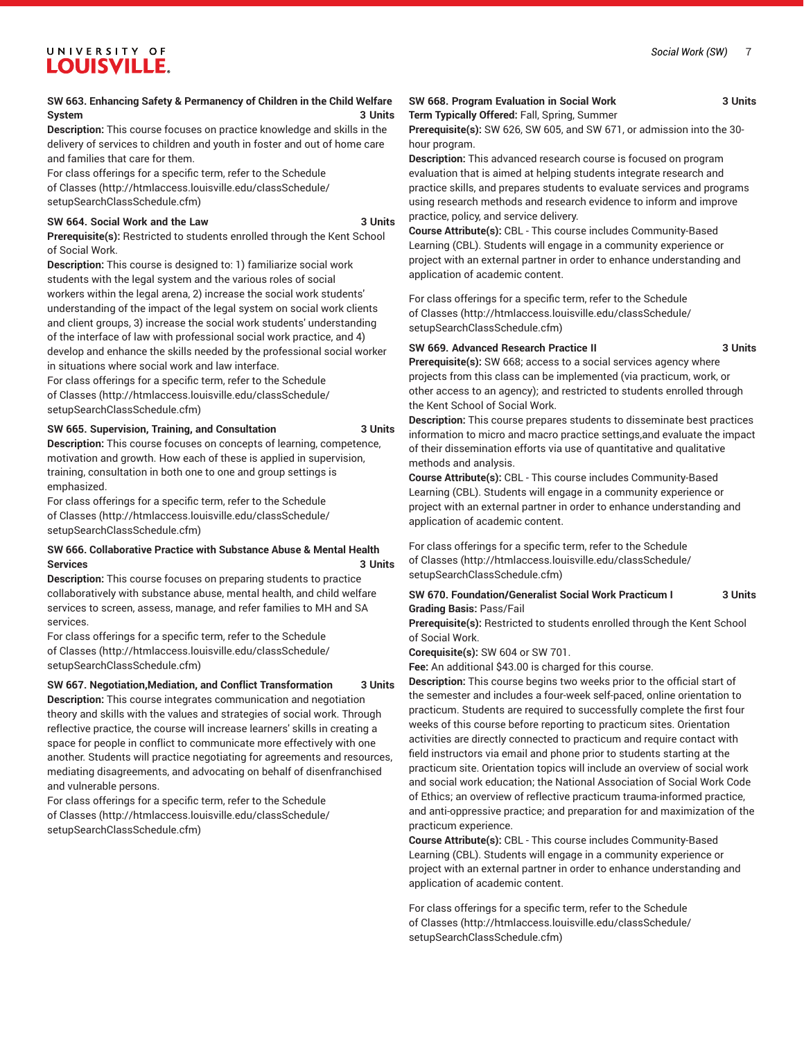**SW 663. Enhancing Safety & Permanency of Children in the Child Welfare System 3 Units**

**Description:** This course focuses on practice knowledge and skills in the delivery of services to children and youth in foster and out of home care and families that care for them.

For class offerings for a specific term, refer to the Schedule of Classes (http://htmlaccess.louisville.edu/classSchedule/setupSearchClassSchedule.cfm)

**SW 664. Social Work and the Law 3 Units**

**Prerequisite(s):** Restricted to students enrolled through the Kent School of Social Work.

**Description:** This course is designed to: 1) familiarize social work students with the legal system and the various roles of social workers within the legal arena, 2) increase the social work students' understanding of the impact of the legal system on social work clients and client groups, 3) increase the social work students' understanding of the interface of law with professional social work practice, and 4) develop and enhance the skills needed by the professional social worker in situations where social work and law interface.

For class offerings for a specific term, refer to the Schedule of Classes (http://htmlaccess.louisville.edu/classSchedule/setupSearchClassSchedule.cfm)

**SW 665. Supervision, Training, and Consultation 3 Units**

**Description:** This course focuses on concepts of learning, competence, motivation and growth. How each of these is applied in supervision, training, consultation in both one to one and group settings is emphasized.

For class offerings for a specific term, refer to the Schedule of Classes (http://htmlaccess.louisville.edu/classSchedule/setupSearchClassSchedule.cfm)

**SW 666. Collaborative Practice with Substance Abuse & Mental Health Services 3 Units**

**Description:** This course focuses on preparing students to practice collaboratively with substance abuse, mental health, and child welfare services to screen, assess, manage, and refer families to MH and SA services.

For class offerings for a specific term, refer to the Schedule of Classes (http://htmlaccess.louisville.edu/classSchedule/setupSearchClassSchedule.cfm)

**SW 667. Negotiation,Mediation, and Conflict Transformation 3 Units**

**Description:** This course integrates communication and negotiation theory and skills with the values and strategies of social work. Through reflective practice, the course will increase learners' skills in creating a space for people in conflict to communicate more effectively with one another. Students will practice negotiating for agreements and resources, mediating disagreements, and advocating on behalf of disenfranchised and vulnerable persons.

For class offerings for a specific term, refer to the Schedule of Classes (http://htmlaccess.louisville.edu/classSchedule/setupSearchClassSchedule.cfm)

**SW 668. Program Evaluation in Social Work 3 Units**

**Term Typically Offered:** Fall, Spring, Summer

**Prerequisite(s):** SW 626, SW 605, and SW 671, or admission into the 30-hour program.

**Description:** This advanced research course is focused on program evaluation that is aimed at helping students integrate research and practice skills, and prepares students to evaluate services and programs using research methods and research evidence to inform and improve practice, policy, and service delivery.

**Course Attribute(s):** CBL - This course includes Community-Based Learning (CBL). Students will engage in a community experience or project with an external partner in order to enhance understanding and application of academic content.

For class offerings for a specific term, refer to the Schedule of Classes (http://htmlaccess.louisville.edu/classSchedule/setupSearchClassSchedule.cfm)

**SW 669. Advanced Research Practice II 3 Units**

**Prerequisite(s):** SW 668; access to a social services agency where projects from this class can be implemented (via practicum, work, or other access to an agency); and restricted to students enrolled through the Kent School of Social Work.

**Description:** This course prepares students to disseminate best practices information to micro and macro practice settings,and evaluate the impact of their dissemination efforts via use of quantitative and qualitative methods and analysis.

**Course Attribute(s):** CBL - This course includes Community-Based Learning (CBL). Students will engage in a community experience or project with an external partner in order to enhance understanding and application of academic content.

For class offerings for a specific term, refer to the Schedule of Classes (http://htmlaccess.louisville.edu/classSchedule/setupSearchClassSchedule.cfm)

**SW 670. Foundation/Generalist Social Work Practicum I 3 Units**

**Grading Basis:** Pass/Fail

**Prerequisite(s):** Restricted to students enrolled through the Kent School of Social Work.

**Corequisite(s):** SW 604 or SW 701.

**Fee:** An additional $43.00 is charged for this course.

**Description:** This course begins two weeks prior to the official start of the semester and includes a four-week self-paced, online orientation to practicum. Students are required to successfully complete the first four weeks of this course before reporting to practicum sites. Orientation activities are directly connected to practicum and require contact with field instructors via email and phone prior to students starting at the practicum site. Orientation topics will include an overview of social work and social work education; the National Association of Social Work Code of Ethics; an overview of reflective practicum trauma-informed practice, and anti-oppressive practice; and preparation for and maximization of the practicum experience.

**Course Attribute(s):** CBL - This course includes Community-Based Learning (CBL). Students will engage in a community experience or project with an external partner in order to enhance understanding and application of academic content.

For class offerings for a specific term, refer to the Schedule of Classes (http://htmlaccess.louisville.edu/classSchedule/setupSearchClassSchedule.cfm)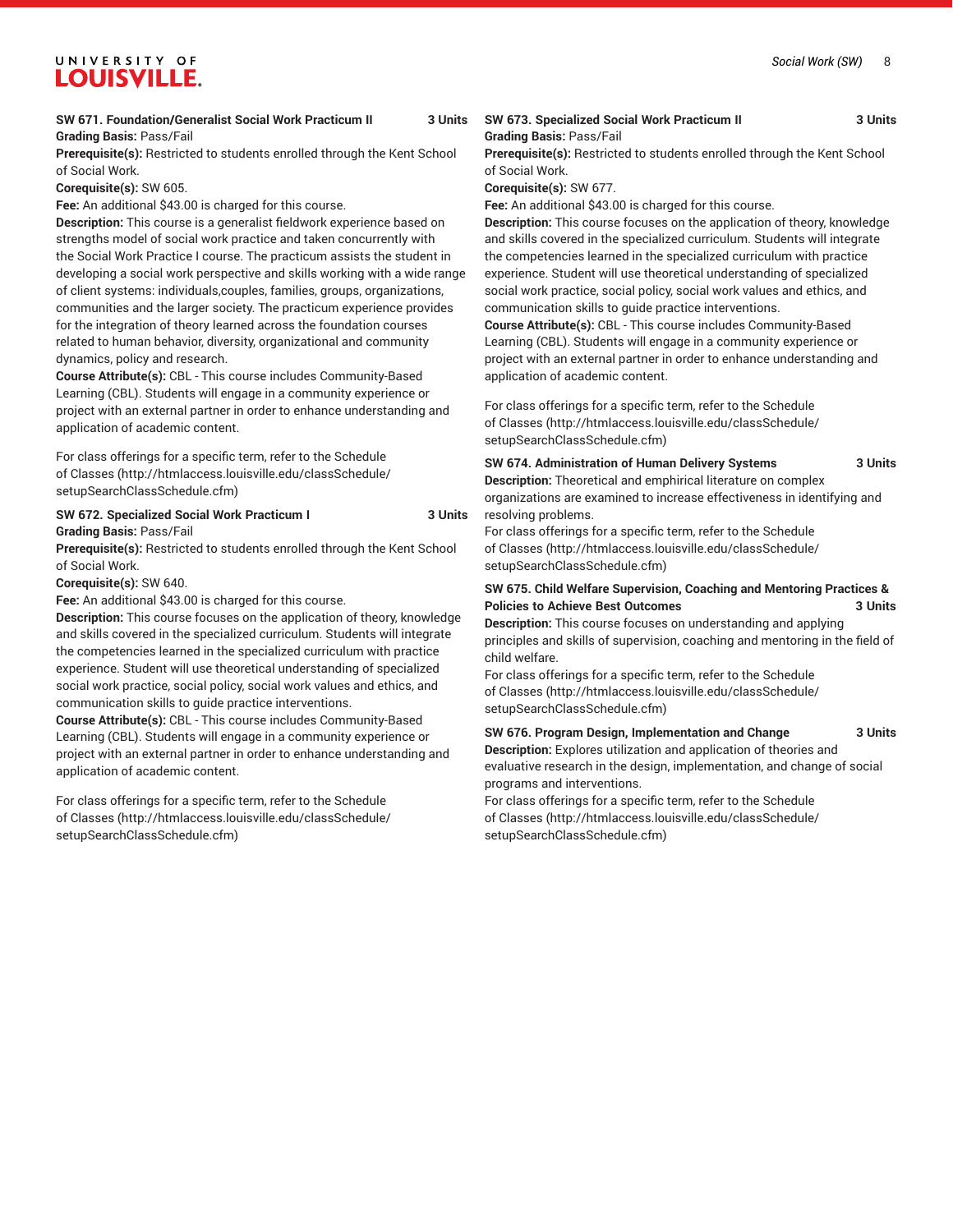**SW 671. Foundation/Generalist Social Work Practicum II** **3 Units**
**Grading Basis:** Pass/Fail
**Prerequisite(s):** Restricted to students enrolled through the Kent School of Social Work.
**Corequisite(s):** SW 605.
**Fee:** An additional $43.00 is charged for this course.
**Description:** This course is a generalist fieldwork experience based on strengths model of social work practice and taken concurrently with the Social Work Practice I course. The practicum assists the student in developing a social work perspective and skills working with a wide range of client systems: individuals,couples, families, groups, organizations, communities and the larger society. The practicum experience provides for the integration of theory learned across the foundation courses related to human behavior, diversity, organizational and community dynamics, policy and research.
**Course Attribute(s):** CBL - This course includes Community-Based Learning (CBL). Students will engage in a community experience or project with an external partner in order to enhance understanding and application of academic content.

For class offerings for a specific term, refer to the Schedule of Classes (http://htmlaccess.louisville.edu/classSchedule/setupSearchClassSchedule.cfm)

**SW 672. Specialized Social Work Practicum I** **3 Units**
**Grading Basis:** Pass/Fail
**Prerequisite(s):** Restricted to students enrolled through the Kent School of Social Work.
**Corequisite(s):** SW 640.
**Fee:** An additional $43.00 is charged for this course.
**Description:** This course focuses on the application of theory, knowledge and skills covered in the specialized curriculum. Students will integrate the competencies learned in the specialized curriculum with practice experience. Student will use theoretical understanding of specialized social work practice, social policy, social work values and ethics, and communication skills to guide practice interventions.
**Course Attribute(s):** CBL - This course includes Community-Based Learning (CBL). Students will engage in a community experience or project with an external partner in order to enhance understanding and application of academic content.

For class offerings for a specific term, refer to the Schedule of Classes (http://htmlaccess.louisville.edu/classSchedule/setupSearchClassSchedule.cfm)

**SW 673. Specialized Social Work Practicum II** **3 Units**
**Grading Basis:** Pass/Fail
**Prerequisite(s):** Restricted to students enrolled through the Kent School of Social Work.
**Corequisite(s):** SW 677.
**Fee:** An additional $43.00 is charged for this course.
**Description:** This course focuses on the application of theory, knowledge and skills covered in the specialized curriculum. Students will integrate the competencies learned in the specialized curriculum with practice experience. Student will use theoretical understanding of specialized social work practice, social policy, social work values and ethics, and communication skills to guide practice interventions.
**Course Attribute(s):** CBL - This course includes Community-Based Learning (CBL). Students will engage in a community experience or project with an external partner in order to enhance understanding and application of academic content.

For class offerings for a specific term, refer to the Schedule of Classes (http://htmlaccess.louisville.edu/classSchedule/setupSearchClassSchedule.cfm)

**SW 674. Administration of Human Delivery Systems** **3 Units**
**Description:** Theoretical and emphirical literature on complex organizations are examined to increase effectiveness in identifying and resolving problems.
For class offerings for a specific term, refer to the Schedule of Classes (http://htmlaccess.louisville.edu/classSchedule/setupSearchClassSchedule.cfm)

**SW 675. Child Welfare Supervision, Coaching and Mentoring Practices & Policies to Achieve Best Outcomes** **3 Units**
**Description:** This course focuses on understanding and applying principles and skills of supervision, coaching and mentoring in the field of child welfare.
For class offerings for a specific term, refer to the Schedule of Classes (http://htmlaccess.louisville.edu/classSchedule/setupSearchClassSchedule.cfm)

**SW 676. Program Design, Implementation and Change** **3 Units**
**Description:** Explores utilization and application of theories and evaluative research in the design, implementation, and change of social programs and interventions.
For class offerings for a specific term, refer to the Schedule of Classes (http://htmlaccess.louisville.edu/classSchedule/setupSearchClassSchedule.cfm)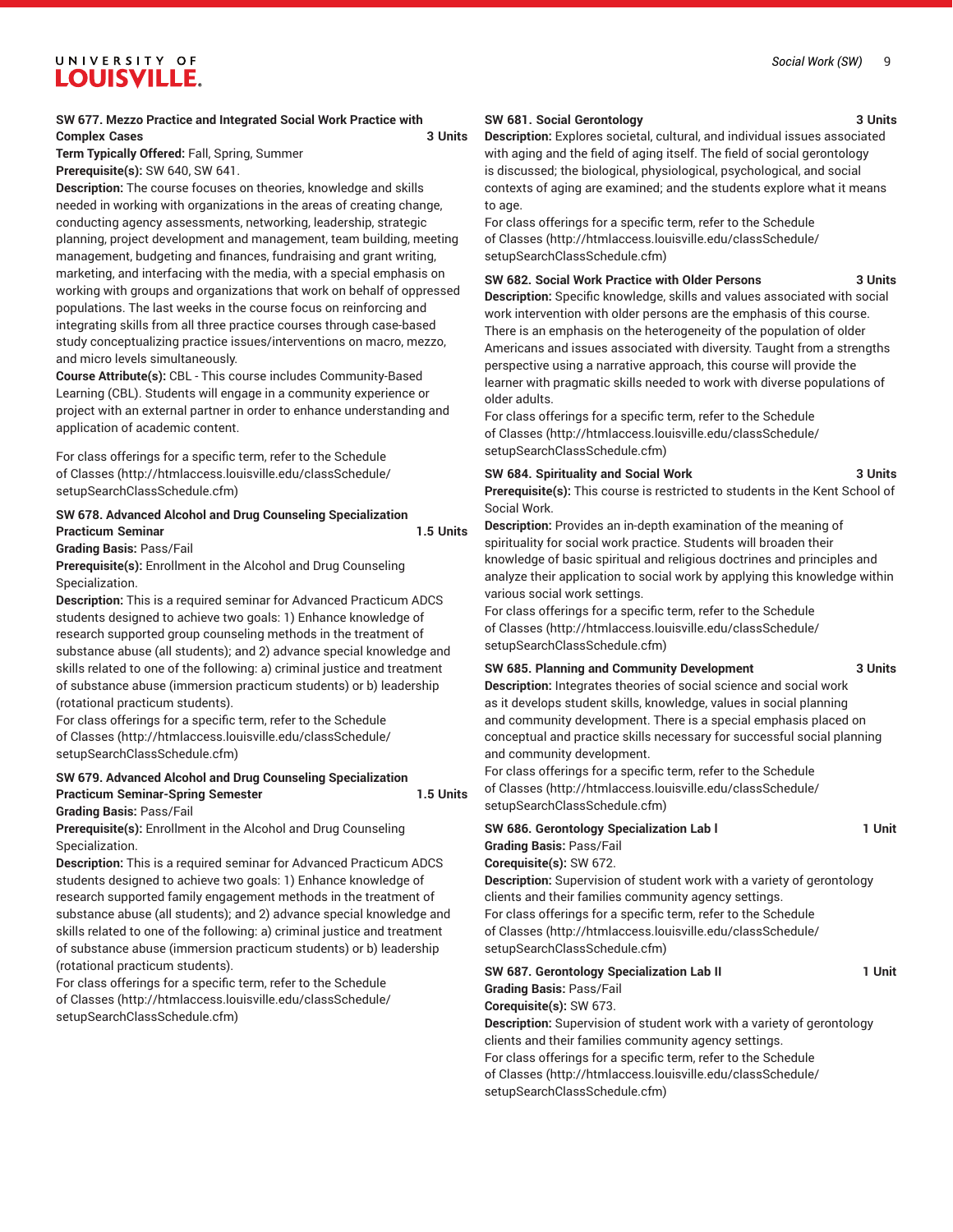**SW 677. Mezzo Practice and Integrated Social Work Practice with Complex Cases** **3 Units**

**Term Typically Offered:** Fall, Spring, Summer

**Prerequisite(s):** SW 640, SW 641.

**Description:** The course focuses on theories, knowledge and skills needed in working with organizations in the areas of creating change, conducting agency assessments, networking, leadership, strategic planning, project development and management, team building, meeting management, budgeting and finances, fundraising and grant writing, marketing, and interfacing with the media, with a special emphasis on working with groups and organizations that work on behalf of oppressed populations. The last weeks in the course focus on reinforcing and integrating skills from all three practice courses through case-based study conceptualizing practice issues/interventions on macro, mezzo, and micro levels simultaneously.

**Course Attribute(s):** CBL - This course includes Community-Based Learning (CBL). Students will engage in a community experience or project with an external partner in order to enhance understanding and application of academic content.

For class offerings for a specific term, refer to the Schedule of Classes (http://htmlaccess.louisville.edu/classSchedule/setupSearchClassSchedule.cfm)

**SW 678. Advanced Alcohol and Drug Counseling Specialization Practicum Seminar** **1.5 Units**

**Grading Basis:** Pass/Fail

**Prerequisite(s):** Enrollment in the Alcohol and Drug Counseling Specialization.

**Description:** This is a required seminar for Advanced Practicum ADCS students designed to achieve two goals: 1) Enhance knowledge of research supported group counseling methods in the treatment of substance abuse (all students); and 2) advance special knowledge and skills related to one of the following: a) criminal justice and treatment of substance abuse (immersion practicum students) or b) leadership (rotational practicum students).

For class offerings for a specific term, refer to the Schedule of Classes (http://htmlaccess.louisville.edu/classSchedule/setupSearchClassSchedule.cfm)

**SW 679. Advanced Alcohol and Drug Counseling Specialization Practicum Seminar-Spring Semester** **1.5 Units**

**Grading Basis:** Pass/Fail

**Prerequisite(s):** Enrollment in the Alcohol and Drug Counseling Specialization.

**Description:** This is a required seminar for Advanced Practicum ADCS students designed to achieve two goals: 1) Enhance knowledge of research supported family engagement methods in the treatment of substance abuse (all students); and 2) advance special knowledge and skills related to one of the following: a) criminal justice and treatment of substance abuse (immersion practicum students) or b) leadership (rotational practicum students).

For class offerings for a specific term, refer to the Schedule of Classes (http://htmlaccess.louisville.edu/classSchedule/setupSearchClassSchedule.cfm)

**SW 681. Social Gerontology** **3 Units**

**Description:** Explores societal, cultural, and individual issues associated with aging and the field of aging itself. The field of social gerontology is discussed; the biological, physiological, psychological, and social contexts of aging are examined; and the students explore what it means to age.

For class offerings for a specific term, refer to the Schedule of Classes (http://htmlaccess.louisville.edu/classSchedule/setupSearchClassSchedule.cfm)

**SW 682. Social Work Practice with Older Persons** **3 Units**

**Description:** Specific knowledge, skills and values associated with social work intervention with older persons are the emphasis of this course. There is an emphasis on the heterogeneity of the population of older Americans and issues associated with diversity. Taught from a strengths perspective using a narrative approach, this course will provide the learner with pragmatic skills needed to work with diverse populations of older adults.

For class offerings for a specific term, refer to the Schedule of Classes (http://htmlaccess.louisville.edu/classSchedule/setupSearchClassSchedule.cfm)

**SW 684. Spirituality and Social Work** **3 Units**

**Prerequisite(s):** This course is restricted to students in the Kent School of Social Work.

**Description:** Provides an in-depth examination of the meaning of spirituality for social work practice. Students will broaden their knowledge of basic spiritual and religious doctrines and principles and analyze their application to social work by applying this knowledge within various social work settings.

For class offerings for a specific term, refer to the Schedule of Classes (http://htmlaccess.louisville.edu/classSchedule/setupSearchClassSchedule.cfm)

**SW 685. Planning and Community Development** **3 Units**

**Description:** Integrates theories of social science and social work as it develops student skills, knowledge, values in social planning and community development. There is a special emphasis placed on conceptual and practice skills necessary for successful social planning and community development.

For class offerings for a specific term, refer to the Schedule of Classes (http://htmlaccess.louisville.edu/classSchedule/setupSearchClassSchedule.cfm)

**SW 686. Gerontology Specialization Lab I** **1 Unit**

**Grading Basis:** Pass/Fail

**Corequisite(s):** SW 672.

**Description:** Supervision of student work with a variety of gerontology clients and their families community agency settings.

For class offerings for a specific term, refer to the Schedule of Classes (http://htmlaccess.louisville.edu/classSchedule/setupSearchClassSchedule.cfm)

**SW 687. Gerontology Specialization Lab II** **1 Unit**

**Grading Basis:** Pass/Fail

**Corequisite(s):** SW 673.

**Description:** Supervision of student work with a variety of gerontology clients and their families community agency settings.

For class offerings for a specific term, refer to the Schedule of Classes (http://htmlaccess.louisville.edu/classSchedule/setupSearchClassSchedule.cfm)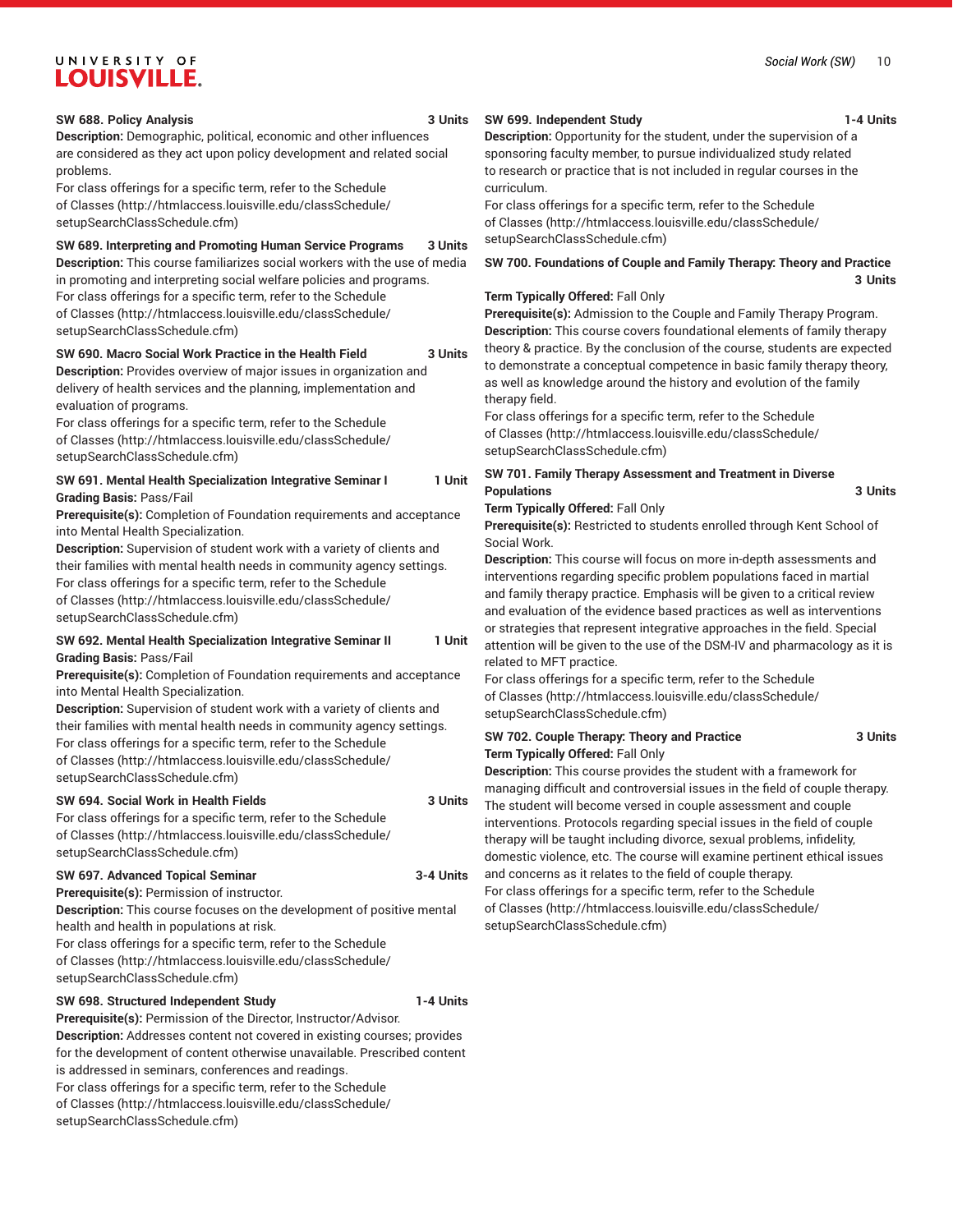**SW 688. Policy Analysis** **3 Units**

**Description:** Demographic, political, economic and other influences are considered as they act upon policy development and related social problems.

For class offerings for a specific term, refer to the Schedule of Classes (http://htmlaccess.louisville.edu/classSchedule/setupSearchClassSchedule.cfm)

**SW 689. Interpreting and Promoting Human Service Programs** **3 Units**

**Description:** This course familiarizes social workers with the use of media in promoting and interpreting social welfare policies and programs.

For class offerings for a specific term, refer to the Schedule of Classes (http://htmlaccess.louisville.edu/classSchedule/setupSearchClassSchedule.cfm)

**SW 690. Macro Social Work Practice in the Health Field** **3 Units**

**Description:** Provides overview of major issues in organization and delivery of health services and the planning, implementation and evaluation of programs.

For class offerings for a specific term, refer to the Schedule of Classes (http://htmlaccess.louisville.edu/classSchedule/setupSearchClassSchedule.cfm)

**SW 691. Mental Health Specialization Integrative Seminar I** **1 Unit**

**Grading Basis:** Pass/Fail

**Prerequisite(s):** Completion of Foundation requirements and acceptance into Mental Health Specialization.

**Description:** Supervision of student work with a variety of clients and their families with mental health needs in community agency settings.

For class offerings for a specific term, refer to the Schedule of Classes (http://htmlaccess.louisville.edu/classSchedule/setupSearchClassSchedule.cfm)

**SW 692. Mental Health Specialization Integrative Seminar II** **1 Unit**

**Grading Basis:** Pass/Fail

**Prerequisite(s):** Completion of Foundation requirements and acceptance into Mental Health Specialization.

**Description:** Supervision of student work with a variety of clients and their families with mental health needs in community agency settings.

For class offerings for a specific term, refer to the Schedule of Classes (http://htmlaccess.louisville.edu/classSchedule/setupSearchClassSchedule.cfm)

**SW 694. Social Work in Health Fields** **3 Units**

For class offerings for a specific term, refer to the Schedule of Classes (http://htmlaccess.louisville.edu/classSchedule/setupSearchClassSchedule.cfm)

**SW 697. Advanced Topical Seminar** **3-4 Units**

**Prerequisite(s):** Permission of instructor.

**Description:** This course focuses on the development of positive mental health and health in populations at risk.

For class offerings for a specific term, refer to the Schedule of Classes (http://htmlaccess.louisville.edu/classSchedule/setupSearchClassSchedule.cfm)

**SW 698. Structured Independent Study** **1-4 Units**

**Prerequisite(s):** Permission of the Director, Instructor/Advisor.

**Description:** Addresses content not covered in existing courses; provides for the development of content otherwise unavailable. Prescribed content is addressed in seminars, conferences and readings.

For class offerings for a specific term, refer to the Schedule of Classes (http://htmlaccess.louisville.edu/classSchedule/setupSearchClassSchedule.cfm)

**SW 699. Independent Study** **1-4 Units**

**Description:** Opportunity for the student, under the supervision of a sponsoring faculty member, to pursue individualized study related to research or practice that is not included in regular courses in the curriculum.

For class offerings for a specific term, refer to the Schedule of Classes (http://htmlaccess.louisville.edu/classSchedule/setupSearchClassSchedule.cfm)

**SW 700. Foundations of Couple and Family Therapy: Theory and Practice** **3 Units**

**Term Typically Offered:** Fall Only

**Prerequisite(s):** Admission to the Couple and Family Therapy Program.

**Description:** This course covers foundational elements of family therapy theory & practice. By the conclusion of the course, students are expected to demonstrate a conceptual competence in basic family therapy theory, as well as knowledge around the history and evolution of the family therapy field.

For class offerings for a specific term, refer to the Schedule of Classes (http://htmlaccess.louisville.edu/classSchedule/setupSearchClassSchedule.cfm)

**SW 701. Family Therapy Assessment and Treatment in Diverse Populations** **3 Units**

**Term Typically Offered:** Fall Only

**Prerequisite(s):** Restricted to students enrolled through Kent School of Social Work.

**Description:** This course will focus on more in-depth assessments and interventions regarding specific problem populations faced in martial and family therapy practice. Emphasis will be given to a critical review and evaluation of the evidence based practices as well as interventions or strategies that represent integrative approaches in the field. Special attention will be given to the use of the DSM-IV and pharmacology as it is related to MFT practice.

For class offerings for a specific term, refer to the Schedule of Classes (http://htmlaccess.louisville.edu/classSchedule/setupSearchClassSchedule.cfm)

**SW 702. Couple Therapy: Theory and Practice** **3 Units**

**Term Typically Offered:** Fall Only

**Description:** This course provides the student with a framework for managing difficult and controversial issues in the field of couple therapy. The student will become versed in couple assessment and couple interventions. Protocols regarding special issues in the field of couple therapy will be taught including divorce, sexual problems, infidelity, domestic violence, etc. The course will examine pertinent ethical issues and concerns as it relates to the field of couple therapy.

For class offerings for a specific term, refer to the Schedule of Classes (http://htmlaccess.louisville.edu/classSchedule/setupSearchClassSchedule.cfm)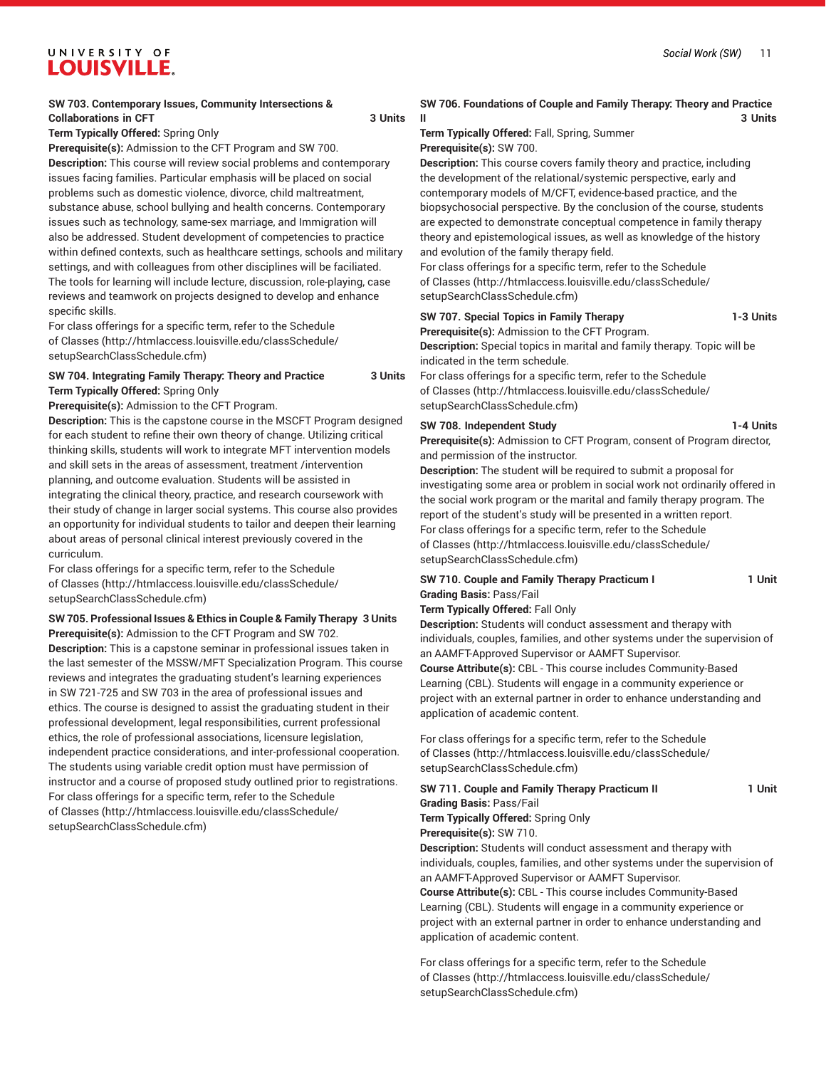**SW 703. Contemporary Issues, Community Intersections & Collaborations in CFT 3 Units**

**Term Typically Offered:** Spring Only

**Prerequisite(s):** Admission to the CFT Program and SW 700.

**Description:** This course will review social problems and contemporary issues facing families. Particular emphasis will be placed on social problems such as domestic violence, divorce, child maltreatment, substance abuse, school bullying and health concerns. Contemporary issues such as technology, same-sex marriage, and Immigration will also be addressed. Student development of competencies to practice within defined contexts, such as healthcare settings, schools and military settings, and with colleagues from other disciplines will be faciliated. The tools for learning will include lecture, discussion, role-playing, case reviews and teamwork on projects designed to develop and enhance specific skills.

For class offerings for a specific term, refer to the Schedule of Classes (http://htmlaccess.louisville.edu/classSchedule/setupSearchClassSchedule.cfm)

**SW 704. Integrating Family Therapy: Theory and Practice 3 Units**

**Term Typically Offered:** Spring Only

**Prerequisite(s):** Admission to the CFT Program.

**Description:** This is the capstone course in the MSCFT Program designed for each student to refine their own theory of change. Utilizing critical thinking skills, students will work to integrate MFT intervention models and skill sets in the areas of assessment, treatment /intervention planning, and outcome evaluation. Students will be assisted in integrating the clinical theory, practice, and research coursework with their study of change in larger social systems. This course also provides an opportunity for individual students to tailor and deepen their learning about areas of personal clinical interest previously covered in the curriculum.

For class offerings for a specific term, refer to the Schedule of Classes (http://htmlaccess.louisville.edu/classSchedule/setupSearchClassSchedule.cfm)

**SW 705. Professional Issues & Ethics in Couple & Family Therapy 3 Units**

**Prerequisite(s):** Admission to the CFT Program and SW 702.

**Description:** This is a capstone seminar in professional issues taken in the last semester of the MSSW/MFT Specialization Program. This course reviews and integrates the graduating student's learning experiences in SW 721-725 and SW 703 in the area of professional issues and ethics. The course is designed to assist the graduating student in their professional development, legal responsibilities, current professional ethics, the role of professional associations, licensure legislation, independent practice considerations, and inter-professional cooperation. The students using variable credit option must have permission of instructor and a course of proposed study outlined prior to registrations.

For class offerings for a specific term, refer to the Schedule of Classes (http://htmlaccess.louisville.edu/classSchedule/setupSearchClassSchedule.cfm)

**SW 706. Foundations of Couple and Family Therapy: Theory and Practice II 3 Units**

**Term Typically Offered:** Fall, Spring, Summer

**Prerequisite(s):** SW 700.

**Description:** This course covers family theory and practice, including the development of the relational/systemic perspective, early and contemporary models of M/CFT, evidence-based practice, and the biopsychosocial perspective. By the conclusion of the course, students are expected to demonstrate conceptual competence in family therapy theory and epistemological issues, as well as knowledge of the history and evolution of the family therapy field.

For class offerings for a specific term, refer to the Schedule of Classes (http://htmlaccess.louisville.edu/classSchedule/setupSearchClassSchedule.cfm)

**SW 707. Special Topics in Family Therapy 1-3 Units**

**Prerequisite(s):** Admission to the CFT Program.

**Description:** Special topics in marital and family therapy. Topic will be indicated in the term schedule.

For class offerings for a specific term, refer to the Schedule of Classes (http://htmlaccess.louisville.edu/classSchedule/setupSearchClassSchedule.cfm)

**SW 708. Independent Study 1-4 Units**

**Prerequisite(s):** Admission to CFT Program, consent of Program director, and permission of the instructor.

**Description:** The student will be required to submit a proposal for investigating some area or problem in social work not ordinarily offered in the social work program or the marital and family therapy program. The report of the student's study will be presented in a written report.

For class offerings for a specific term, refer to the Schedule of Classes (http://htmlaccess.louisville.edu/classSchedule/setupSearchClassSchedule.cfm)

**SW 710. Couple and Family Therapy Practicum I 1 Unit**

**Grading Basis:** Pass/Fail

**Term Typically Offered:** Fall Only

**Description:** Students will conduct assessment and therapy with individuals, couples, families, and other systems under the supervision of an AAMFT-Approved Supervisor or AAMFT Supervisor.

**Course Attribute(s):** CBL - This course includes Community-Based Learning (CBL). Students will engage in a community experience or project with an external partner in order to enhance understanding and application of academic content.

For class offerings for a specific term, refer to the Schedule of Classes (http://htmlaccess.louisville.edu/classSchedule/setupSearchClassSchedule.cfm)

**SW 711. Couple and Family Therapy Practicum II 1 Unit**

**Grading Basis:** Pass/Fail

**Term Typically Offered:** Spring Only

**Prerequisite(s):** SW 710.

**Description:** Students will conduct assessment and therapy with individuals, couples, families, and other systems under the supervision of an AAMFT-Approved Supervisor or AAMFT Supervisor.

**Course Attribute(s):** CBL - This course includes Community-Based Learning (CBL). Students will engage in a community experience or project with an external partner in order to enhance understanding and application of academic content.

For class offerings for a specific term, refer to the Schedule of Classes (http://htmlaccess.louisville.edu/classSchedule/setupSearchClassSchedule.cfm)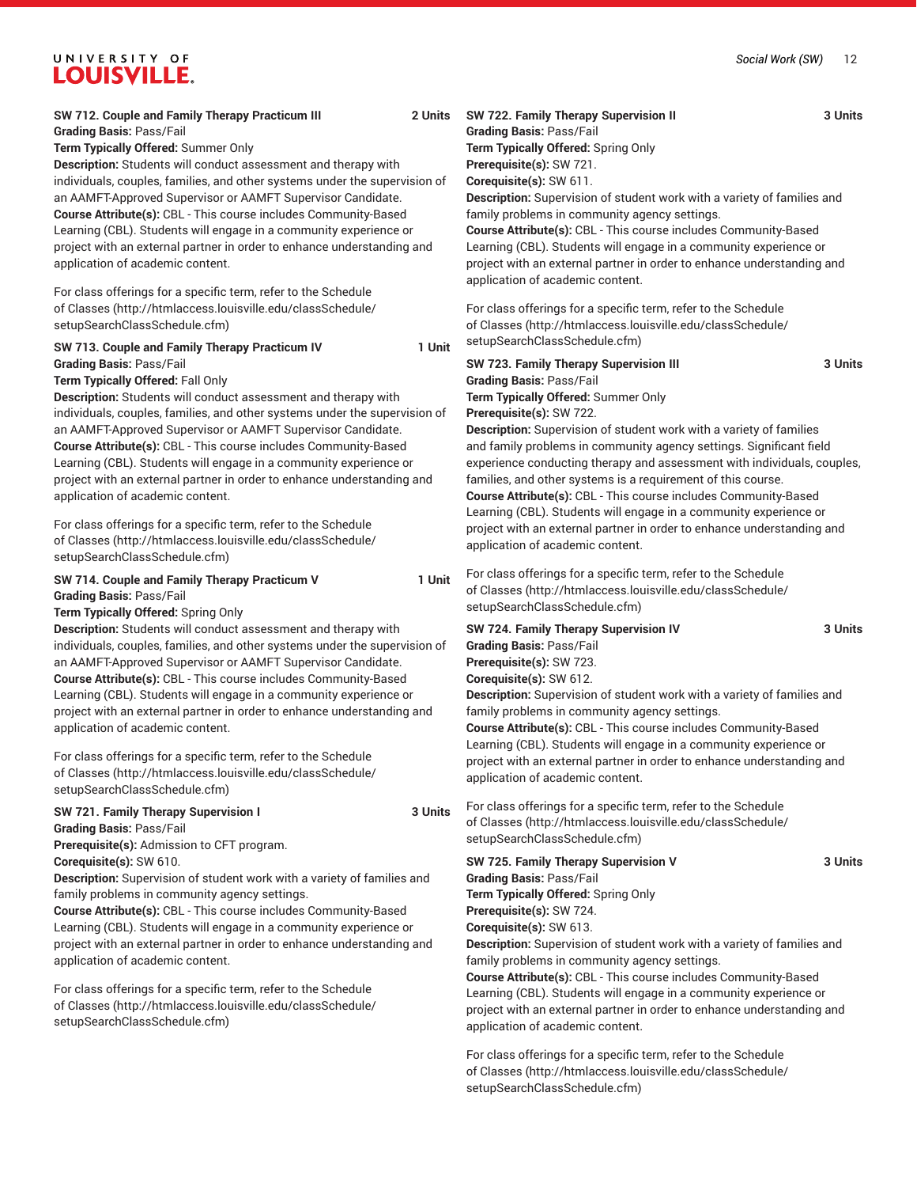**SW 712. Couple and Family Therapy Practicum III** **2 Units**
**Grading Basis:** Pass/Fail
**Term Typically Offered:** Summer Only
**Description:** Students will conduct assessment and therapy with individuals, couples, families, and other systems under the supervision of an AAMFT-Approved Supervisor or AAMFT Supervisor Candidate.
**Course Attribute(s):** CBL - This course includes Community-Based Learning (CBL). Students will engage in a community experience or project with an external partner in order to enhance understanding and application of academic content.

For class offerings for a specific term, refer to the Schedule of Classes (http://htmlaccess.louisville.edu/classSchedule/setupSearchClassSchedule.cfm)

**SW 713. Couple and Family Therapy Practicum IV** **1 Unit**
**Grading Basis:** Pass/Fail
**Term Typically Offered:** Fall Only
**Description:** Students will conduct assessment and therapy with individuals, couples, families, and other systems under the supervision of an AAMFT-Approved Supervisor or AAMFT Supervisor Candidate.
**Course Attribute(s):** CBL - This course includes Community-Based Learning (CBL). Students will engage in a community experience or project with an external partner in order to enhance understanding and application of academic content.

For class offerings for a specific term, refer to the Schedule of Classes (http://htmlaccess.louisville.edu/classSchedule/setupSearchClassSchedule.cfm)

**SW 714. Couple and Family Therapy Practicum V** **1 Unit**
**Grading Basis:** Pass/Fail
**Term Typically Offered:** Spring Only
**Description:** Students will conduct assessment and therapy with individuals, couples, families, and other systems under the supervision of an AAMFT-Approved Supervisor or AAMFT Supervisor Candidate.
**Course Attribute(s):** CBL - This course includes Community-Based Learning (CBL). Students will engage in a community experience or project with an external partner in order to enhance understanding and application of academic content.

For class offerings for a specific term, refer to the Schedule of Classes (http://htmlaccess.louisville.edu/classSchedule/setupSearchClassSchedule.cfm)

**SW 721. Family Therapy Supervision I** **3 Units**
**Grading Basis:** Pass/Fail
**Prerequisite(s):** Admission to CFT program.
**Corequisite(s):** SW 610.
**Description:** Supervision of student work with a variety of families and family problems in community agency settings.
**Course Attribute(s):** CBL - This course includes Community-Based Learning (CBL). Students will engage in a community experience or project with an external partner in order to enhance understanding and application of academic content.

For class offerings for a specific term, refer to the Schedule of Classes (http://htmlaccess.louisville.edu/classSchedule/setupSearchClassSchedule.cfm)

**SW 722. Family Therapy Supervision II** **3 Units**
**Grading Basis:** Pass/Fail
**Term Typically Offered:** Spring Only
**Prerequisite(s):** SW 721.
**Corequisite(s):** SW 611.
**Description:** Supervision of student work with a variety of families and family problems in community agency settings.
**Course Attribute(s):** CBL - This course includes Community-Based Learning (CBL). Students will engage in a community experience or project with an external partner in order to enhance understanding and application of academic content.

For class offerings for a specific term, refer to the Schedule of Classes (http://htmlaccess.louisville.edu/classSchedule/setupSearchClassSchedule.cfm)

**SW 723. Family Therapy Supervision III** **3 Units**
**Grading Basis:** Pass/Fail
**Term Typically Offered:** Summer Only
**Prerequisite(s):** SW 722.
**Description:** Supervision of student work with a variety of families and family problems in community agency settings. Significant field experience conducting therapy and assessment with individuals, couples, families, and other systems is a requirement of this course.
**Course Attribute(s):** CBL - This course includes Community-Based Learning (CBL). Students will engage in a community experience or project with an external partner in order to enhance understanding and application of academic content.

For class offerings for a specific term, refer to the Schedule of Classes (http://htmlaccess.louisville.edu/classSchedule/setupSearchClassSchedule.cfm)

**SW 724. Family Therapy Supervision IV** **3 Units**
**Grading Basis:** Pass/Fail
**Prerequisite(s):** SW 723.
**Corequisite(s):** SW 612.
**Description:** Supervision of student work with a variety of families and family problems in community agency settings.
**Course Attribute(s):** CBL - This course includes Community-Based Learning (CBL). Students will engage in a community experience or project with an external partner in order to enhance understanding and application of academic content.

For class offerings for a specific term, refer to the Schedule of Classes (http://htmlaccess.louisville.edu/classSchedule/setupSearchClassSchedule.cfm)

**SW 725. Family Therapy Supervision V** **3 Units**
**Grading Basis:** Pass/Fail
**Term Typically Offered:** Spring Only
**Prerequisite(s):** SW 724.
**Corequisite(s):** SW 613.
**Description:** Supervision of student work with a variety of families and family problems in community agency settings.
**Course Attribute(s):** CBL - This course includes Community-Based Learning (CBL). Students will engage in a community experience or project with an external partner in order to enhance understanding and application of academic content.

For class offerings for a specific term, refer to the Schedule of Classes (http://htmlaccess.louisville.edu/classSchedule/setupSearchClassSchedule.cfm)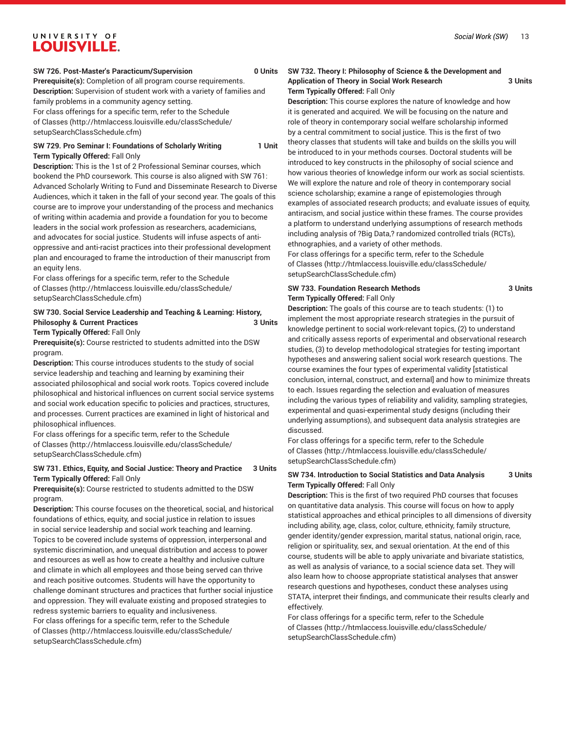**SW 726. Post-Master's Paracticum/Supervision 0 Units**

**Prerequisite(s):** Completion of all program course requirements.

**Description:** Supervision of student work with a variety of families and family problems in a community agency setting.

For class offerings for a specific term, refer to the Schedule of Classes (http://htmlaccess.louisville.edu/classSchedule/setupSearchClassSchedule.cfm)

**SW 729. Pro Seminar I: Foundations of Scholarly Writing 1 Unit**

**Term Typically Offered:** Fall Only

**Description:** This is the 1st of 2 Professional Seminar courses, which bookend the PhD coursework. This course is also aligned with SW 761: Advanced Scholarly Writing to Fund and Disseminate Research to Diverse Audiences, which it taken in the fall of your second year. The goals of this course are to improve your understanding of the process and mechanics of writing within academia and provide a foundation for you to become leaders in the social work profession as researchers, academicians, and advocates for social justice. Students will infuse aspects of anti-oppressive and anti-racist practices into their professional development plan and encouraged to frame the introduction of their manuscript from an equity lens.

For class offerings for a specific term, refer to the Schedule of Classes (http://htmlaccess.louisville.edu/classSchedule/setupSearchClassSchedule.cfm)

**SW 730. Social Service Leadership and Teaching & Learning: History, Philosophy & Current Practices 3 Units**

**Term Typically Offered:** Fall Only

**Prerequisite(s):** Course restricted to students admitted into the DSW program.

**Description:** This course introduces students to the study of social service leadership and teaching and learning by examining their associated philosophical and social work roots. Topics covered include philosophical and historical influences on current social service systems and social work education specific to policies and practices, structures, and processes. Current practices are examined in light of historical and philosophical influences.

For class offerings for a specific term, refer to the Schedule of Classes (http://htmlaccess.louisville.edu/classSchedule/setupSearchClassSchedule.cfm)

**SW 731. Ethics, Equity, and Social Justice: Theory and Practice 3 Units**

**Term Typically Offered:** Fall Only

**Prerequisite(s):** Course restricted to students admitted to the DSW program.

**Description:** This course focuses on the theoretical, social, and historical foundations of ethics, equity, and social justice in relation to issues in social service leadership and social work teaching and learning. Topics to be covered include systems of oppression, interpersonal and systemic discrimination, and unequal distribution and access to power and resources as well as how to create a healthy and inclusive culture and climate in which all employees and those being served can thrive and reach positive outcomes. Students will have the opportunity to challenge dominant structures and practices that further social injustice and oppression. They will evaluate existing and proposed strategies to redress systemic barriers to equality and inclusiveness.

For class offerings for a specific term, refer to the Schedule of Classes (http://htmlaccess.louisville.edu/classSchedule/setupSearchClassSchedule.cfm)

**SW 732. Theory I: Philosophy of Science & the Development and Application of Theory in Social Work Research 3 Units**

**Term Typically Offered:** Fall Only

**Description:** This course explores the nature of knowledge and how it is generated and acquired. We will be focusing on the nature and role of theory in contemporary social welfare scholarship informed by a central commitment to social justice. This is the first of two theory classes that students will take and builds on the skills you will be introduced to in your methods courses. Doctoral students will be introduced to key constructs in the philosophy of social science and how various theories of knowledge inform our work as social scientists. We will explore the nature and role of theory in contemporary social science scholarship; examine a range of epistemologies through examples of associated research products; and evaluate issues of equity, antiracism, and social justice within these frames. The course provides a platform to understand underlying assumptions of research methods including analysis of ?Big Data,? randomized controlled trials (RCTs), ethnographies, and a variety of other methods.

For class offerings for a specific term, refer to the Schedule of Classes (http://htmlaccess.louisville.edu/classSchedule/setupSearchClassSchedule.cfm)

**SW 733. Foundation Research Methods 3 Units**

**Term Typically Offered:** Fall Only

**Description:** The goals of this course are to teach students: (1) to implement the most appropriate research strategies in the pursuit of knowledge pertinent to social work-relevant topics, (2) to understand and critically assess reports of experimental and observational research studies, (3) to develop methodological strategies for testing important hypotheses and answering salient social work research questions. The course examines the four types of experimental validity [statistical conclusion, internal, construct, and external] and how to minimize threats to each. Issues regarding the selection and evaluation of measures including the various types of reliability and validity, sampling strategies, experimental and quasi-experimental study designs (including their underlying assumptions), and subsequent data analysis strategies are discussed.

For class offerings for a specific term, refer to the Schedule of Classes (http://htmlaccess.louisville.edu/classSchedule/setupSearchClassSchedule.cfm)

**SW 734. Introduction to Social Statistics and Data Analysis 3 Units**

**Term Typically Offered:** Fall Only

**Description:** This is the first of two required PhD courses that focuses on quantitative data analysis. This course will focus on how to apply statistical approaches and ethical principles to all dimensions of diversity including ability, age, class, color, culture, ethnicity, family structure, gender identity/gender expression, marital status, national origin, race, religion or spirituality, sex, and sexual orientation. At the end of this course, students will be able to apply univariate and bivariate statistics, as well as analysis of variance, to a social science data set. They will also learn how to choose appropriate statistical analyses that answer research questions and hypotheses, conduct these analyses using STATA, interpret their findings, and communicate their results clearly and effectively.

For class offerings for a specific term, refer to the Schedule of Classes (http://htmlaccess.louisville.edu/classSchedule/setupSearchClassSchedule.cfm)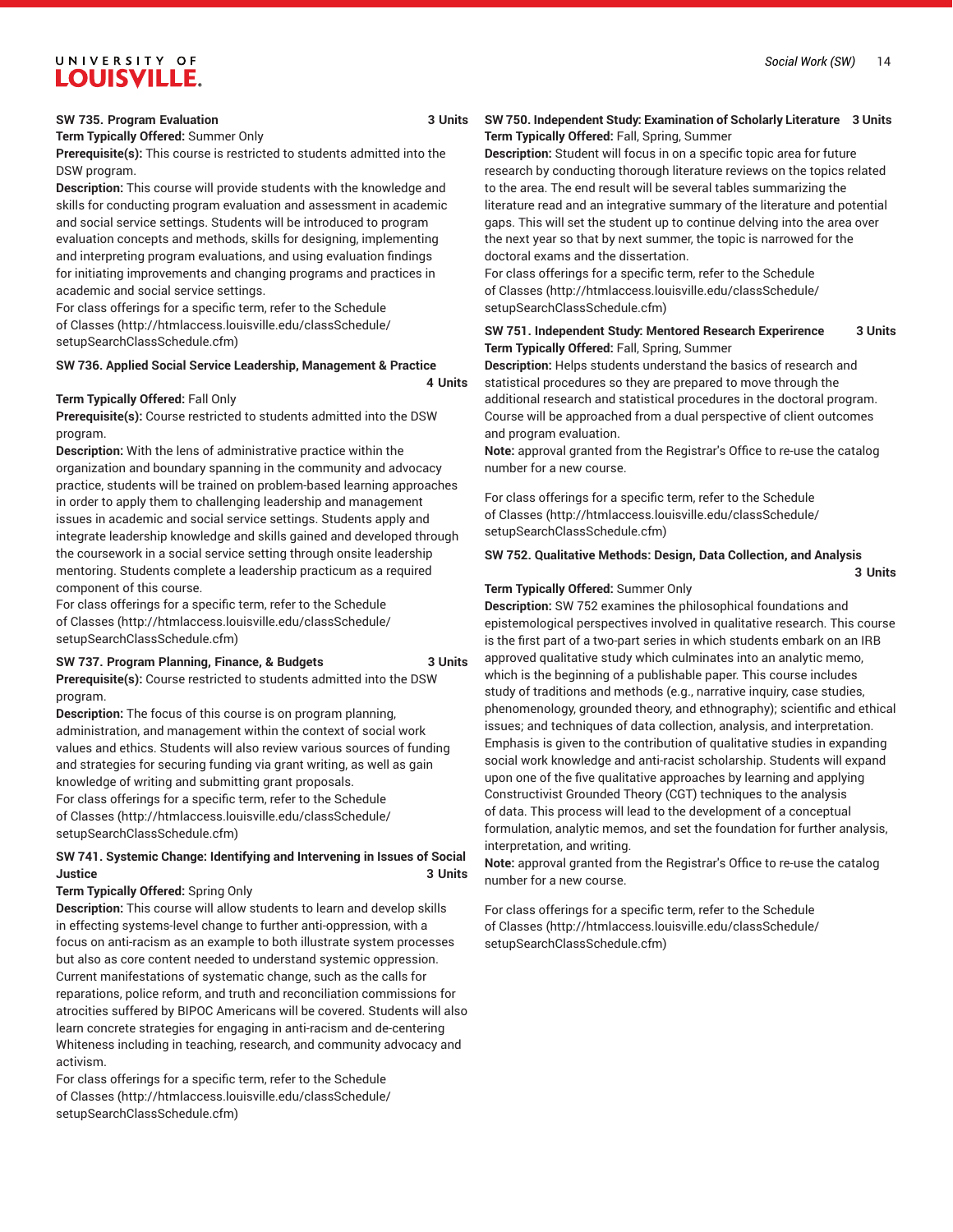### SW 735. Program Evaluation 3 Units

**Term Typically Offered:** Summer Only

**Prerequisite(s):** This course is restricted to students admitted into the DSW program.

**Description:** This course will provide students with the knowledge and skills for conducting program evaluation and assessment in academic and social service settings. Students will be introduced to program evaluation concepts and methods, skills for designing, implementing and interpreting program evaluations, and using evaluation findings for initiating improvements and changing programs and practices in academic and social service settings.

For class offerings for a specific term, refer to the Schedule of Classes (http://htmlaccess.louisville.edu/classSchedule/setupSearchClassSchedule.cfm)

### SW 736. Applied Social Service Leadership, Management & Practice 4 Units

**Term Typically Offered:** Fall Only

**Prerequisite(s):** Course restricted to students admitted into the DSW program.

**Description:** With the lens of administrative practice within the organization and boundary spanning in the community and advocacy practice, students will be trained on problem-based learning approaches in order to apply them to challenging leadership and management issues in academic and social service settings. Students apply and integrate leadership knowledge and skills gained and developed through the coursework in a social service setting through onsite leadership mentoring. Students complete a leadership practicum as a required component of this course.

For class offerings for a specific term, refer to the Schedule of Classes (http://htmlaccess.louisville.edu/classSchedule/setupSearchClassSchedule.cfm)

### SW 737. Program Planning, Finance, & Budgets 3 Units

**Prerequisite(s):** Course restricted to students admitted into the DSW program.

**Description:** The focus of this course is on program planning, administration, and management within the context of social work values and ethics. Students will also review various sources of funding and strategies for securing funding via grant writing, as well as gain knowledge of writing and submitting grant proposals.

For class offerings for a specific term, refer to the Schedule of Classes (http://htmlaccess.louisville.edu/classSchedule/setupSearchClassSchedule.cfm)

### SW 741. Systemic Change: Identifying and Intervening in Issues of Social Justice 3 Units

**Term Typically Offered:** Spring Only

**Description:** This course will allow students to learn and develop skills in effecting systems-level change to further anti-oppression, with a focus on anti-racism as an example to both illustrate system processes but also as core content needed to understand systemic oppression. Current manifestations of systematic change, such as the calls for reparations, police reform, and truth and reconciliation commissions for atrocities suffered by BIPOC Americans will be covered. Students will also learn concrete strategies for engaging in anti-racism and de-centering Whiteness including in teaching, research, and community advocacy and activism.

For class offerings for a specific term, refer to the Schedule of Classes (http://htmlaccess.louisville.edu/classSchedule/setupSearchClassSchedule.cfm)

### SW 750. Independent Study: Examination of Scholarly Literature 3 Units

**Term Typically Offered:** Fall, Spring, Summer

**Description:** Student will focus in on a specific topic area for future research by conducting thorough literature reviews on the topics related to the area. The end result will be several tables summarizing the literature read and an integrative summary of the literature and potential gaps. This will set the student up to continue delving into the area over the next year so that by next summer, the topic is narrowed for the doctoral exams and the dissertation.

For class offerings for a specific term, refer to the Schedule of Classes (http://htmlaccess.louisville.edu/classSchedule/setupSearchClassSchedule.cfm)

### SW 751. Independent Study: Mentored Research Experirence 3 Units

**Term Typically Offered:** Fall, Spring, Summer

**Description:** Helps students understand the basics of research and statistical procedures so they are prepared to move through the additional research and statistical procedures in the doctoral program. Course will be approached from a dual perspective of client outcomes and program evaluation.

**Note:** approval granted from the Registrar's Office to re-use the catalog number for a new course.

For class offerings for a specific term, refer to the Schedule of Classes (http://htmlaccess.louisville.edu/classSchedule/setupSearchClassSchedule.cfm)

### SW 752. Qualitative Methods: Design, Data Collection, and Analysis 3 Units

**Term Typically Offered:** Summer Only

**Description:** SW 752 examines the philosophical foundations and epistemological perspectives involved in qualitative research. This course is the first part of a two-part series in which students embark on an IRB approved qualitative study which culminates into an analytic memo, which is the beginning of a publishable paper. This course includes study of traditions and methods (e.g., narrative inquiry, case studies, phenomenology, grounded theory, and ethnography); scientific and ethical issues; and techniques of data collection, analysis, and interpretation. Emphasis is given to the contribution of qualitative studies in expanding social work knowledge and anti-racist scholarship. Students will expand upon one of the five qualitative approaches by learning and applying Constructivist Grounded Theory (CGT) techniques to the analysis of data. This process will lead to the development of a conceptual formulation, analytic memos, and set the foundation for further analysis, interpretation, and writing.

**Note:** approval granted from the Registrar's Office to re-use the catalog number for a new course.

For class offerings for a specific term, refer to the Schedule of Classes (http://htmlaccess.louisville.edu/classSchedule/setupSearchClassSchedule.cfm)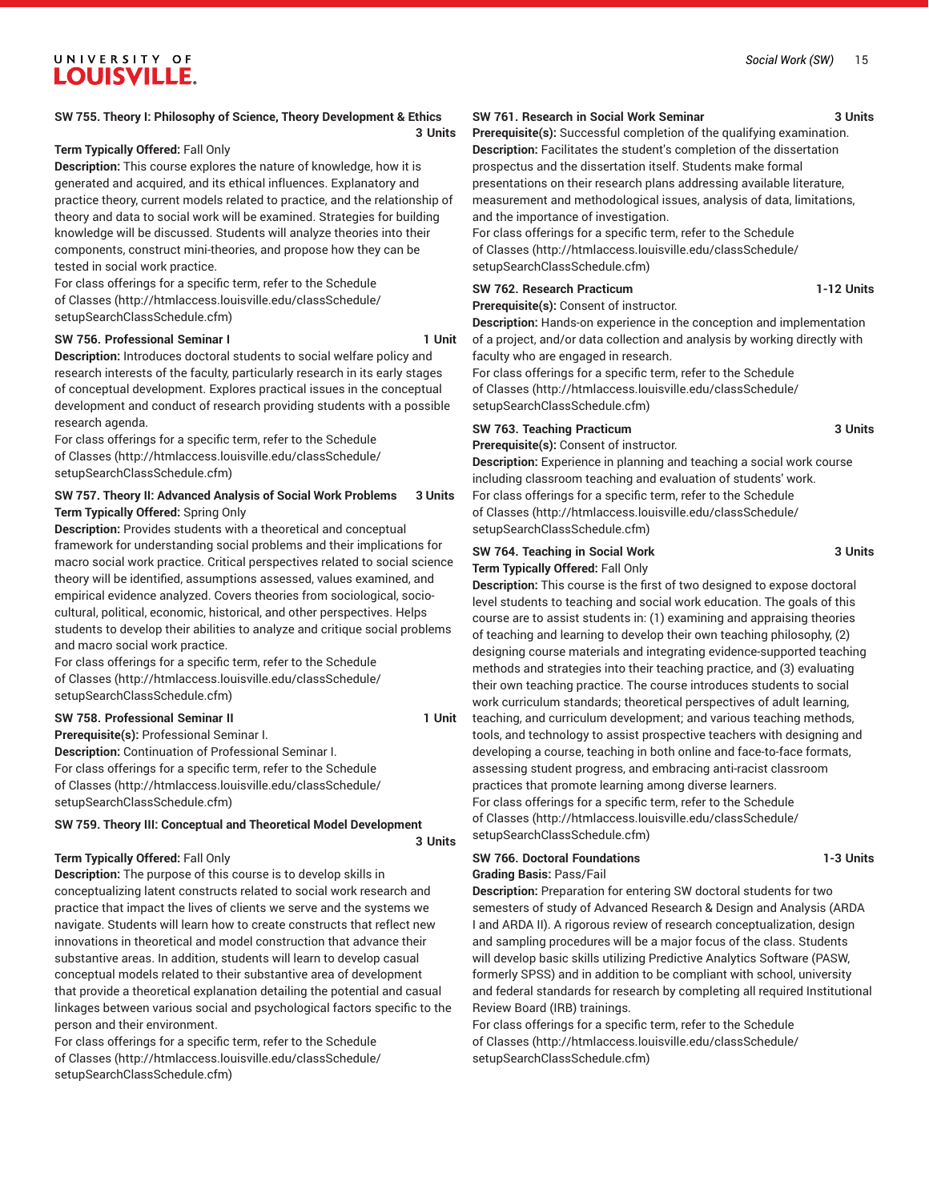**SW 755. Theory I: Philosophy of Science, Theory Development & Ethics** **3 Units**

**Term Typically Offered:** Fall Only

**Description:** This course explores the nature of knowledge, how it is generated and acquired, and its ethical influences. Explanatory and practice theory, current models related to practice, and the relationship of theory and data to social work will be examined. Strategies for building knowledge will be discussed. Students will analyze theories into their components, construct mini-theories, and propose how they can be tested in social work practice.

For class offerings for a specific term, refer to the Schedule of Classes (http://htmlaccess.louisville.edu/classSchedule/setupSearchClassSchedule.cfm)

**SW 756. Professional Seminar I** **1 Unit**

**Description:** Introduces doctoral students to social welfare policy and research interests of the faculty, particularly research in its early stages of conceptual development. Explores practical issues in the conceptual development and conduct of research providing students with a possible research agenda.

For class offerings for a specific term, refer to the Schedule of Classes (http://htmlaccess.louisville.edu/classSchedule/setupSearchClassSchedule.cfm)

**SW 757. Theory II: Advanced Analysis of Social Work Problems** **3 Units**

**Term Typically Offered:** Spring Only

**Description:** Provides students with a theoretical and conceptual framework for understanding social problems and their implications for macro social work practice. Critical perspectives related to social science theory will be identified, assumptions assessed, values examined, and empirical evidence analyzed. Covers theories from sociological, socio-cultural, political, economic, historical, and other perspectives. Helps students to develop their abilities to analyze and critique social problems and macro social work practice.

For class offerings for a specific term, refer to the Schedule of Classes (http://htmlaccess.louisville.edu/classSchedule/setupSearchClassSchedule.cfm)

**SW 758. Professional Seminar II** **1 Unit**

**Prerequisite(s):** Professional Seminar I.

**Description:** Continuation of Professional Seminar I.

For class offerings for a specific term, refer to the Schedule of Classes (http://htmlaccess.louisville.edu/classSchedule/setupSearchClassSchedule.cfm)

**SW 759. Theory III: Conceptual and Theoretical Model Development** **3 Units**

**Term Typically Offered:** Fall Only

**Description:** The purpose of this course is to develop skills in conceptualizing latent constructs related to social work research and practice that impact the lives of clients we serve and the systems we navigate. Students will learn how to create constructs that reflect new innovations in theoretical and model construction that advance their substantive areas. In addition, students will learn to develop casual conceptual models related to their substantive area of development that provide a theoretical explanation detailing the potential and casual linkages between various social and psychological factors specific to the person and their environment.

For class offerings for a specific term, refer to the Schedule of Classes (http://htmlaccess.louisville.edu/classSchedule/setupSearchClassSchedule.cfm)

**SW 761. Research in Social Work Seminar** **3 Units**

**Prerequisite(s):** Successful completion of the qualifying examination.

**Description:** Facilitates the student's completion of the dissertation prospectus and the dissertation itself. Students make formal presentations on their research plans addressing available literature, measurement and methodological issues, analysis of data, limitations, and the importance of investigation.

For class offerings for a specific term, refer to the Schedule of Classes (http://htmlaccess.louisville.edu/classSchedule/setupSearchClassSchedule.cfm)

**SW 762. Research Practicum** **1-12 Units**

**Prerequisite(s):** Consent of instructor.

**Description:** Hands-on experience in the conception and implementation of a project, and/or data collection and analysis by working directly with faculty who are engaged in research.

For class offerings for a specific term, refer to the Schedule of Classes (http://htmlaccess.louisville.edu/classSchedule/setupSearchClassSchedule.cfm)

**SW 763. Teaching Practicum** **3 Units**

**Prerequisite(s):** Consent of instructor.

**Description:** Experience in planning and teaching a social work course including classroom teaching and evaluation of students' work.

For class offerings for a specific term, refer to the Schedule of Classes (http://htmlaccess.louisville.edu/classSchedule/setupSearchClassSchedule.cfm)

**SW 764. Teaching in Social Work** **3 Units**

**Term Typically Offered:** Fall Only

**Description:** This course is the first of two designed to expose doctoral level students to teaching and social work education. The goals of this course are to assist students in: (1) examining and appraising theories of teaching and learning to develop their own teaching philosophy, (2) designing course materials and integrating evidence-supported teaching methods and strategies into their teaching practice, and (3) evaluating their own teaching practice. The course introduces students to social work curriculum standards; theoretical perspectives of adult learning, teaching, and curriculum development; and various teaching methods, tools, and technology to assist prospective teachers with designing and developing a course, teaching in both online and face-to-face formats, assessing student progress, and embracing anti-racist classroom practices that promote learning among diverse learners.

For class offerings for a specific term, refer to the Schedule of Classes (http://htmlaccess.louisville.edu/classSchedule/setupSearchClassSchedule.cfm)

**SW 766. Doctoral Foundations** **1-3 Units**

**Grading Basis:** Pass/Fail

**Description:** Preparation for entering SW doctoral students for two semesters of study of Advanced Research & Design and Analysis (ARDA I and ARDA II). A rigorous review of research conceptualization, design and sampling procedures will be a major focus of the class. Students will develop basic skills utilizing Predictive Analytics Software (PASW, formerly SPSS) and in addition to be compliant with school, university and federal standards for research by completing all required Institutional Review Board (IRB) trainings.

For class offerings for a specific term, refer to the Schedule of Classes (http://htmlaccess.louisville.edu/classSchedule/setupSearchClassSchedule.cfm)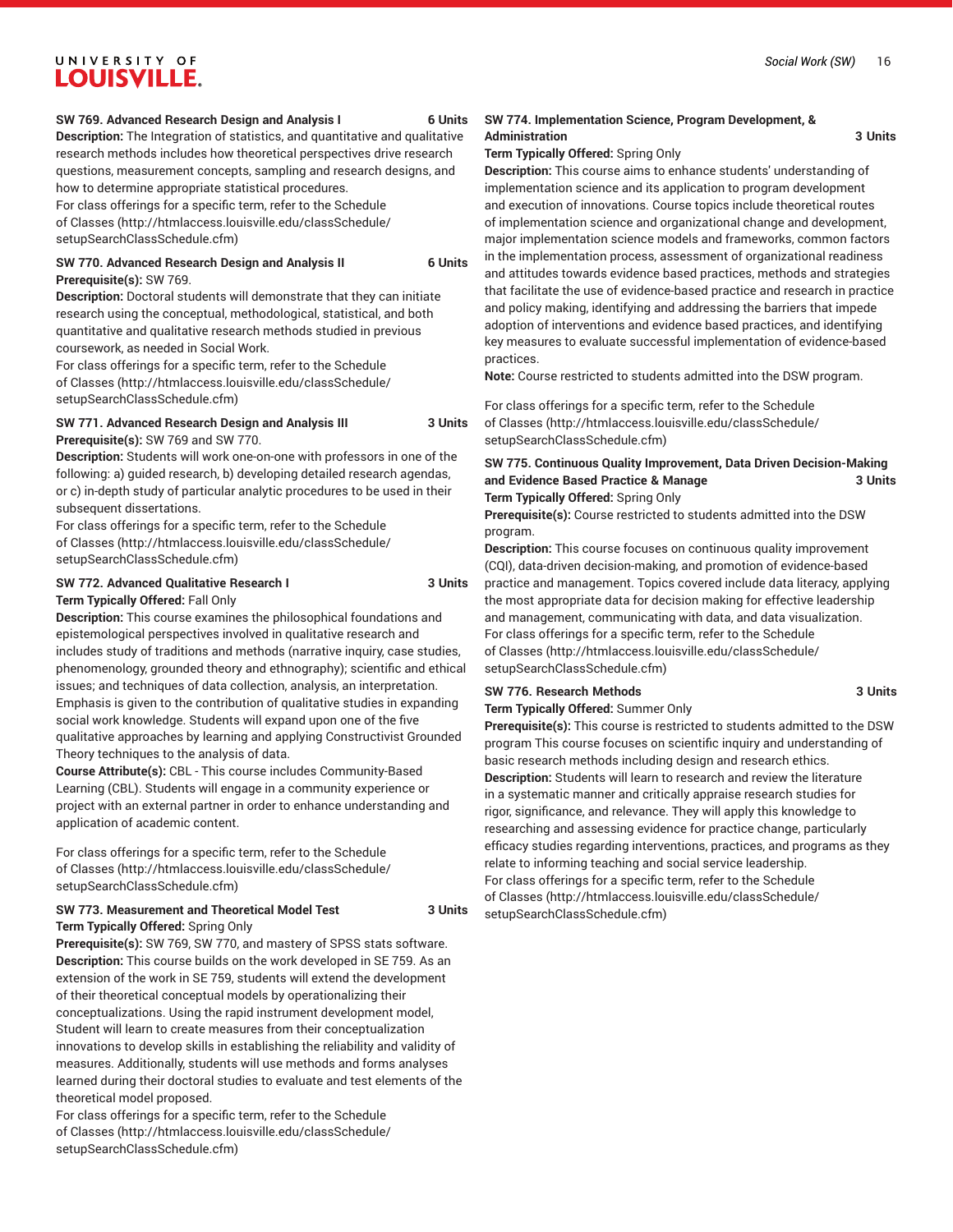**SW 769. Advanced Research Design and Analysis I** 6 Units

**Description:** The Integration of statistics, and quantitative and qualitative research methods includes how theoretical perspectives drive research questions, measurement concepts, sampling and research designs, and how to determine appropriate statistical procedures.
For class offerings for a specific term, refer to the Schedule of Classes (http://htmlaccess.louisville.edu/classSchedule/setupSearchClassSchedule.cfm)

**SW 770. Advanced Research Design and Analysis II** 6 Units

**Prerequisite(s):** SW 769.
**Description:** Doctoral students will demonstrate that they can initiate research using the conceptual, methodological, statistical, and both quantitative and qualitative research methods studied in previous coursework, as needed in Social Work.
For class offerings for a specific term, refer to the Schedule of Classes (http://htmlaccess.louisville.edu/classSchedule/setupSearchClassSchedule.cfm)

**SW 771. Advanced Research Design and Analysis III** 3 Units

**Prerequisite(s):** SW 769 and SW 770.
**Description:** Students will work one-on-one with professors in one of the following: a) guided research, b) developing detailed research agendas, or c) in-depth study of particular analytic procedures to be used in their subsequent dissertations.
For class offerings for a specific term, refer to the Schedule of Classes (http://htmlaccess.louisville.edu/classSchedule/setupSearchClassSchedule.cfm)

**SW 772. Advanced Qualitative Research I** 3 Units

**Term Typically Offered:** Fall Only
**Description:** This course examines the philosophical foundations and epistemological perspectives involved in qualitative research and includes study of traditions and methods (narrative inquiry, case studies, phenomenology, grounded theory and ethnography); scientific and ethical issues; and techniques of data collection, analysis, an interpretation. Emphasis is given to the contribution of qualitative studies in expanding social work knowledge. Students will expand upon one of the five qualitative approaches by learning and applying Constructivist Grounded Theory techniques to the analysis of data.
**Course Attribute(s):** CBL - This course includes Community-Based Learning (CBL). Students will engage in a community experience or project with an external partner in order to enhance understanding and application of academic content.

For class offerings for a specific term, refer to the Schedule of Classes (http://htmlaccess.louisville.edu/classSchedule/setupSearchClassSchedule.cfm)

**SW 773. Measurement and Theoretical Model Test** 3 Units

**Term Typically Offered:** Spring Only
**Prerequisite(s):** SW 769, SW 770, and mastery of SPSS stats software.
**Description:** This course builds on the work developed in SE 759. As an extension of the work in SE 759, students will extend the development of their theoretical conceptual models by operationalizing their conceptualizations. Using the rapid instrument development model, Student will learn to create measures from their conceptualization innovations to develop skills in establishing the reliability and validity of measures. Additionally, students will use methods and forms analyses learned during their doctoral studies to evaluate and test elements of the theoretical model proposed.
For class offerings for a specific term, refer to the Schedule of Classes (http://htmlaccess.louisville.edu/classSchedule/setupSearchClassSchedule.cfm)

**SW 774. Implementation Science, Program Development, & Administration** 3 Units

**Term Typically Offered:** Spring Only
**Description:** This course aims to enhance students' understanding of implementation science and its application to program development and execution of innovations. Course topics include theoretical routes of implementation science and organizational change and development, major implementation science models and frameworks, common factors in the implementation process, assessment of organizational readiness and attitudes towards evidence based practices, methods and strategies that facilitate the use of evidence-based practice and research in practice and policy making, identifying and addressing the barriers that impede adoption of interventions and evidence based practices, and identifying key measures to evaluate successful implementation of evidence-based practices.
**Note:** Course restricted to students admitted into the DSW program.

For class offerings for a specific term, refer to the Schedule of Classes (http://htmlaccess.louisville.edu/classSchedule/setupSearchClassSchedule.cfm)

**SW 775. Continuous Quality Improvement, Data Driven Decision-Making and Evidence Based Practice & Manage** 3 Units

**Term Typically Offered:** Spring Only
**Prerequisite(s):** Course restricted to students admitted into the DSW program.
**Description:** This course focuses on continuous quality improvement (CQI), data-driven decision-making, and promotion of evidence-based practice and management. Topics covered include data literacy, applying the most appropriate data for decision making for effective leadership and management, communicating with data, and data visualization.
For class offerings for a specific term, refer to the Schedule of Classes (http://htmlaccess.louisville.edu/classSchedule/setupSearchClassSchedule.cfm)

**SW 776. Research Methods** 3 Units

**Term Typically Offered:** Summer Only
**Prerequisite(s):** This course is restricted to students admitted to the DSW program This course focuses on scientific inquiry and understanding of basic research methods including design and research ethics.
**Description:** Students will learn to research and review the literature in a systematic manner and critically appraise research studies for rigor, significance, and relevance. They will apply this knowledge to researching and assessing evidence for practice change, particularly efficacy studies regarding interventions, practices, and programs as they relate to informing teaching and social service leadership.
For class offerings for a specific term, refer to the Schedule of Classes (http://htmlaccess.louisville.edu/classSchedule/setupSearchClassSchedule.cfm)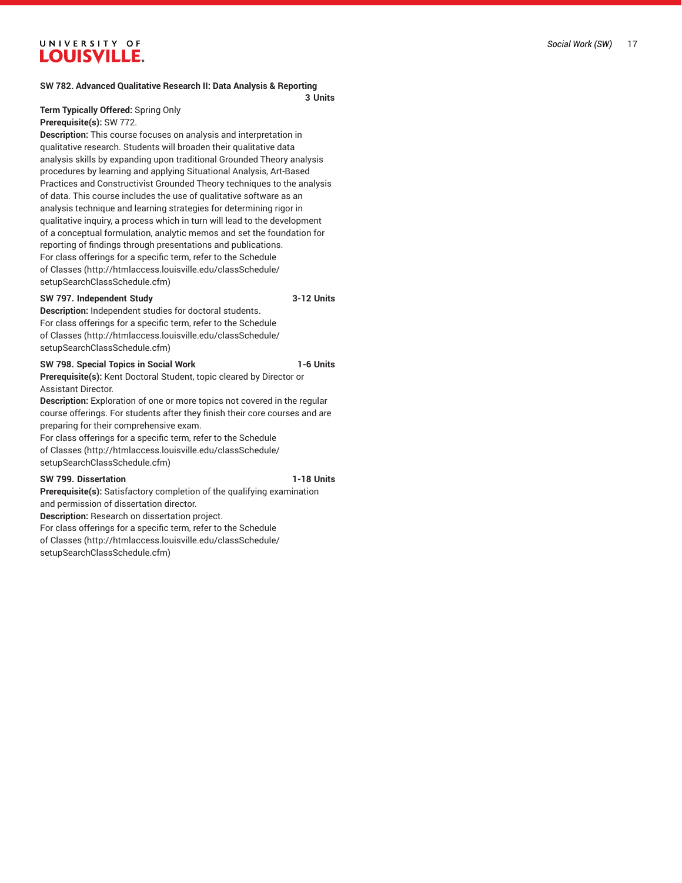**SW 782. Advanced Qualitative Research II: Data Analysis & Reporting** **3 Units**

**Term Typically Offered:** Spring Only
**Prerequisite(s):** SW 772.
**Description:** This course focuses on analysis and interpretation in qualitative research. Students will broaden their qualitative data analysis skills by expanding upon traditional Grounded Theory analysis procedures by learning and applying Situational Analysis, Art-Based Practices and Constructivist Grounded Theory techniques to the analysis of data. This course includes the use of qualitative software as an analysis technique and learning strategies for determining rigor in qualitative inquiry, a process which in turn will lead to the development of a conceptual formulation, analytic memos and set the foundation for reporting of findings through presentations and publications.
For class offerings for a specific term, refer to the Schedule of Classes (http://htmlaccess.louisville.edu/classSchedule/setupSearchClassSchedule.cfm)

**SW 797. Independent Study** **3-12 Units**

**Description:** Independent studies for doctoral students.
For class offerings for a specific term, refer to the Schedule of Classes (http://htmlaccess.louisville.edu/classSchedule/setupSearchClassSchedule.cfm)

**SW 798. Special Topics in Social Work** **1-6 Units**

**Prerequisite(s):** Kent Doctoral Student, topic cleared by Director or Assistant Director.
**Description:** Exploration of one or more topics not covered in the regular course offerings. For students after they finish their core courses and are preparing for their comprehensive exam.
For class offerings for a specific term, refer to the Schedule of Classes (http://htmlaccess.louisville.edu/classSchedule/setupSearchClassSchedule.cfm)

**SW 799. Dissertation** **1-18 Units**

**Prerequisite(s):** Satisfactory completion of the qualifying examination and permission of dissertation director.
**Description:** Research on dissertation project.
For class offerings for a specific term, refer to the Schedule of Classes (http://htmlaccess.louisville.edu/classSchedule/setupSearchClassSchedule.cfm)